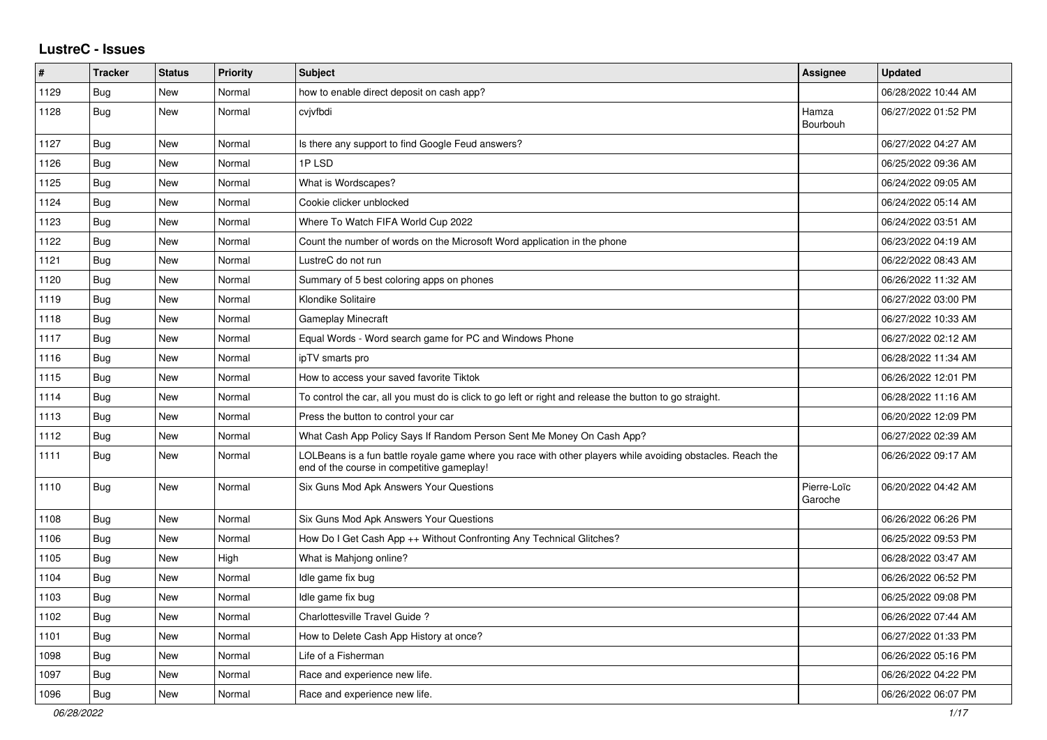## LustreC - Issues

| # | Tracker | Status | Priority | Subject | Assignee | Updated |
|---|---|---|---|---|---|---|
| 1129 | Bug | New | Normal | how to enable direct deposit on cash app? | | 06/28/2022 10:44 AM |
| 1128 | Bug | New | Normal | cvjvfbdi | Hamza Bourbouh | 06/27/2022 01:52 PM |
| 1127 | Bug | New | Normal | Is there any support to find Google Feud answers? | | 06/27/2022 04:27 AM |
| 1126 | Bug | New | Normal | 1P LSD | | 06/25/2022 09:36 AM |
| 1125 | Bug | New | Normal | What is Wordscapes? | | 06/24/2022 09:05 AM |
| 1124 | Bug | New | Normal | Cookie clicker unblocked | | 06/24/2022 05:14 AM |
| 1123 | Bug | New | Normal | Where To Watch FIFA World Cup 2022 | | 06/24/2022 03:51 AM |
| 1122 | Bug | New | Normal | Count the number of words on the Microsoft Word application in the phone | | 06/23/2022 04:19 AM |
| 1121 | Bug | New | Normal | LustreC do not run | | 06/22/2022 08:43 AM |
| 1120 | Bug | New | Normal | Summary of 5 best coloring apps on phones | | 06/26/2022 11:32 AM |
| 1119 | Bug | New | Normal | Klondike Solitaire | | 06/27/2022 03:00 PM |
| 1118 | Bug | New | Normal | Gameplay Minecraft | | 06/27/2022 10:33 AM |
| 1117 | Bug | New | Normal | Equal Words - Word search game for PC and Windows Phone | | 06/27/2022 02:12 AM |
| 1116 | Bug | New | Normal | ipTV smarts pro | | 06/28/2022 11:34 AM |
| 1115 | Bug | New | Normal | How to access your saved favorite Tiktok | | 06/26/2022 12:01 PM |
| 1114 | Bug | New | Normal | To control the car, all you must do is click to go left or right and release the button to go straight. | | 06/28/2022 11:16 AM |
| 1113 | Bug | New | Normal | Press the button to control your car | | 06/20/2022 12:09 PM |
| 1112 | Bug | New | Normal | What Cash App Policy Says If Random Person Sent Me Money On Cash App? | | 06/27/2022 02:39 AM |
| 1111 | Bug | New | Normal | LOLBeans is a fun battle royale game where you race with other players while avoiding obstacles. Reach the end of the course in competitive gameplay! | | 06/26/2022 09:17 AM |
| 1110 | Bug | New | Normal | Six Guns Mod Apk Answers Your Questions | Pierre-Loïc Garoche | 06/20/2022 04:42 AM |
| 1108 | Bug | New | Normal | Six Guns Mod Apk Answers Your Questions | | 06/26/2022 06:26 PM |
| 1106 | Bug | New | Normal | How Do I Get Cash App ++ Without Confronting Any Technical Glitches? | | 06/25/2022 09:53 PM |
| 1105 | Bug | New | High | What is Mahjong online? | | 06/28/2022 03:47 AM |
| 1104 | Bug | New | Normal | Idle game fix bug | | 06/26/2022 06:52 PM |
| 1103 | Bug | New | Normal | Idle game fix bug | | 06/25/2022 09:08 PM |
| 1102 | Bug | New | Normal | Charlottesville Travel Guide ? | | 06/26/2022 07:44 AM |
| 1101 | Bug | New | Normal | How to Delete Cash App History at once? | | 06/27/2022 01:33 PM |
| 1098 | Bug | New | Normal | Life of a Fisherman | | 06/26/2022 05:16 PM |
| 1097 | Bug | New | Normal | Race and experience new life. | | 06/26/2022 04:22 PM |
| 1096 | Bug | New | Normal | Race and experience new life. | | 06/26/2022 06:07 PM |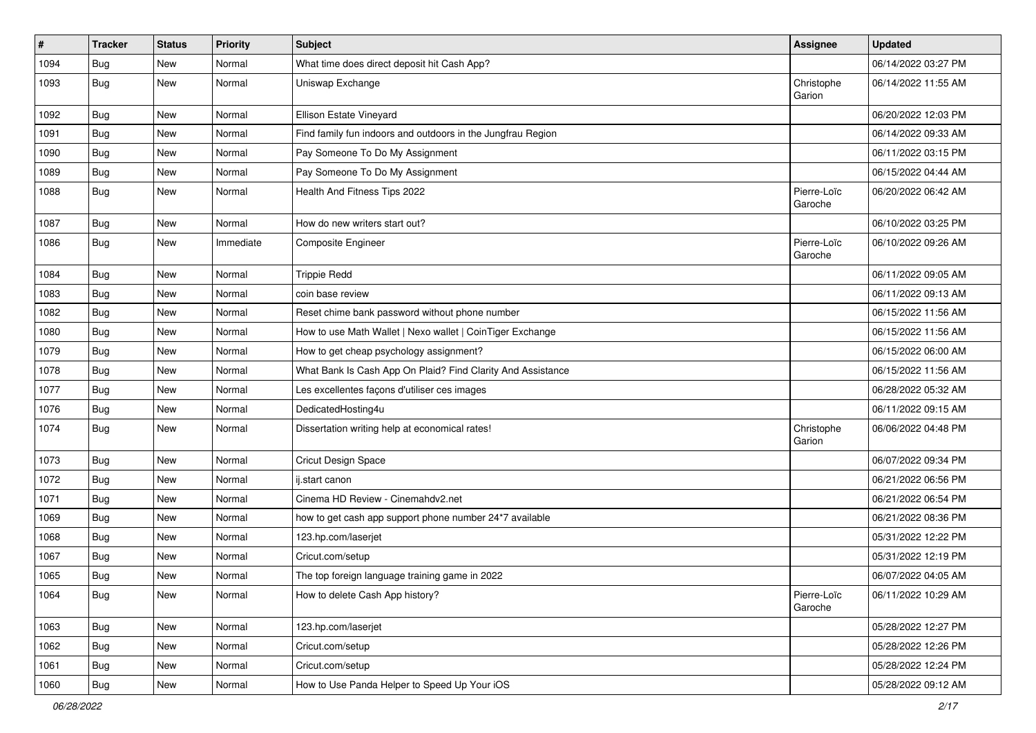| # | Tracker | Status | Priority | Subject | Assignee | Updated |
|---|---|---|---|---|---|---|
| 1094 | Bug | New | Normal | What time does direct deposit hit Cash App? | | 06/14/2022 03:27 PM |
| 1093 | Bug | New | Normal | Uniswap Exchange | Christophe Garion | 06/14/2022 11:55 AM |
| 1092 | Bug | New | Normal | Ellison Estate Vineyard | | 06/20/2022 12:03 PM |
| 1091 | Bug | New | Normal | Find family fun indoors and outdoors in the Jungfrau Region | | 06/14/2022 09:33 AM |
| 1090 | Bug | New | Normal | Pay Someone To Do My Assignment | | 06/11/2022 03:15 PM |
| 1089 | Bug | New | Normal | Pay Someone To Do My Assignment | | 06/15/2022 04:44 AM |
| 1088 | Bug | New | Normal | Health And Fitness Tips 2022 | Pierre-Loïc Garoche | 06/20/2022 06:42 AM |
| 1087 | Bug | New | Normal | How do new writers start out? | | 06/10/2022 03:25 PM |
| 1086 | Bug | New | Immediate | Composite Engineer | Pierre-Loïc Garoche | 06/10/2022 09:26 AM |
| 1084 | Bug | New | Normal | Trippie Redd | | 06/11/2022 09:05 AM |
| 1083 | Bug | New | Normal | coin base review | | 06/11/2022 09:13 AM |
| 1082 | Bug | New | Normal | Reset chime bank password without phone number | | 06/15/2022 11:56 AM |
| 1080 | Bug | New | Normal | How to use Math Wallet \| Nexo wallet \| CoinTiger Exchange | | 06/15/2022 11:56 AM |
| 1079 | Bug | New | Normal | How to get cheap psychology assignment? | | 06/15/2022 06:00 AM |
| 1078 | Bug | New | Normal | What Bank Is Cash App On Plaid? Find Clarity And Assistance | | 06/15/2022 11:56 AM |
| 1077 | Bug | New | Normal | Les excellentes façons d'utiliser ces images | | 06/28/2022 05:32 AM |
| 1076 | Bug | New | Normal | DedicatedHosting4u | | 06/11/2022 09:15 AM |
| 1074 | Bug | New | Normal | Dissertation writing help at economical rates! | Christophe Garion | 06/06/2022 04:48 PM |
| 1073 | Bug | New | Normal | Cricut Design Space | | 06/07/2022 09:34 PM |
| 1072 | Bug | New | Normal | ij.start canon | | 06/21/2022 06:56 PM |
| 1071 | Bug | New | Normal | Cinema HD Review - Cinemahdv2.net | | 06/21/2022 06:54 PM |
| 1069 | Bug | New | Normal | how to get cash app support phone number 24*7 available | | 06/21/2022 08:36 PM |
| 1068 | Bug | New | Normal | 123.hp.com/laserjet | | 05/31/2022 12:22 PM |
| 1067 | Bug | New | Normal | Cricut.com/setup | | 05/31/2022 12:19 PM |
| 1065 | Bug | New | Normal | The top foreign language training game in 2022 | | 06/07/2022 04:05 AM |
| 1064 | Bug | New | Normal | How to delete Cash App history? | Pierre-Loïc Garoche | 06/11/2022 10:29 AM |
| 1063 | Bug | New | Normal | 123.hp.com/laserjet | | 05/28/2022 12:27 PM |
| 1062 | Bug | New | Normal | Cricut.com/setup | | 05/28/2022 12:26 PM |
| 1061 | Bug | New | Normal | Cricut.com/setup | | 05/28/2022 12:24 PM |
| 1060 | Bug | New | Normal | How to Use Panda Helper to Speed Up Your iOS | | 05/28/2022 09:12 AM |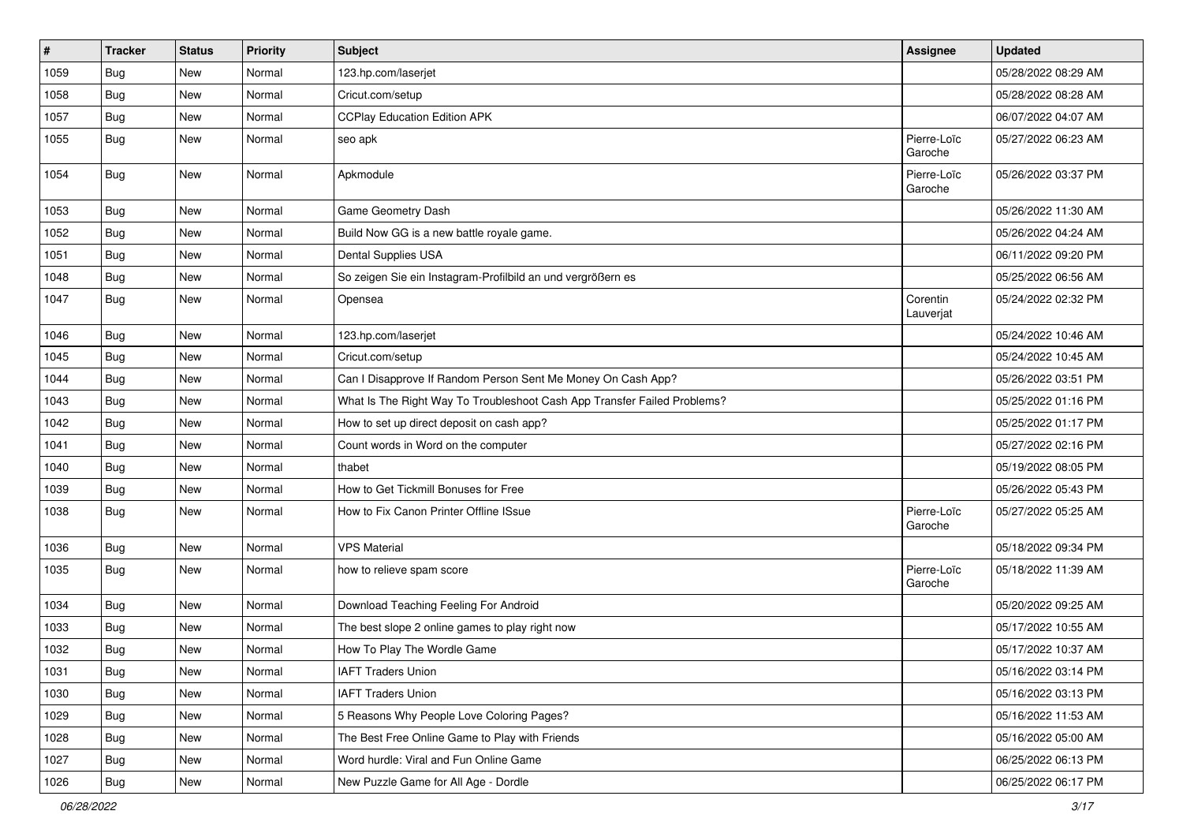| # | Tracker | Status | Priority | Subject | Assignee | Updated |
|---|---|---|---|---|---|---|
| 1059 | Bug | New | Normal | 123.hp.com/laserjet | | 05/28/2022 08:29 AM |
| 1058 | Bug | New | Normal | Cricut.com/setup | | 05/28/2022 08:28 AM |
| 1057 | Bug | New | Normal | CCPlay Education Edition APK | | 06/07/2022 04:07 AM |
| 1055 | Bug | New | Normal | seo apk | Pierre-Loïc Garoche | 05/27/2022 06:23 AM |
| 1054 | Bug | New | Normal | Apkmodule | Pierre-Loïc Garoche | 05/26/2022 03:37 PM |
| 1053 | Bug | New | Normal | Game Geometry Dash | | 05/26/2022 11:30 AM |
| 1052 | Bug | New | Normal | Build Now GG is a new battle royale game. | | 05/26/2022 04:24 AM |
| 1051 | Bug | New | Normal | Dental Supplies USA | | 06/11/2022 09:20 PM |
| 1048 | Bug | New | Normal | So zeigen Sie ein Instagram-Profilbild an und vergrößern es | | 05/25/2022 06:56 AM |
| 1047 | Bug | New | Normal | Opensea | Corentin Lauverjat | 05/24/2022 02:32 PM |
| 1046 | Bug | New | Normal | 123.hp.com/laserjet | | 05/24/2022 10:46 AM |
| 1045 | Bug | New | Normal | Cricut.com/setup | | 05/24/2022 10:45 AM |
| 1044 | Bug | New | Normal | Can I Disapprove If Random Person Sent Me Money On Cash App? | | 05/26/2022 03:51 PM |
| 1043 | Bug | New | Normal | What Is The Right Way To Troubleshoot Cash App Transfer Failed Problems? | | 05/25/2022 01:16 PM |
| 1042 | Bug | New | Normal | How to set up direct deposit on cash app? | | 05/25/2022 01:17 PM |
| 1041 | Bug | New | Normal | Count words in Word on the computer | | 05/27/2022 02:16 PM |
| 1040 | Bug | New | Normal | thabet | | 05/19/2022 08:05 PM |
| 1039 | Bug | New | Normal | How to Get Tickmill Bonuses for Free | | 05/26/2022 05:43 PM |
| 1038 | Bug | New | Normal | How to Fix Canon Printer Offline ISsue | Pierre-Loïc Garoche | 05/27/2022 05:25 AM |
| 1036 | Bug | New | Normal | VPS Material | | 05/18/2022 09:34 PM |
| 1035 | Bug | New | Normal | how to relieve spam score | Pierre-Loïc Garoche | 05/18/2022 11:39 AM |
| 1034 | Bug | New | Normal | Download Teaching Feeling For Android | | 05/20/2022 09:25 AM |
| 1033 | Bug | New | Normal | The best slope 2 online games to play right now | | 05/17/2022 10:55 AM |
| 1032 | Bug | New | Normal | How To Play The Wordle Game | | 05/17/2022 10:37 AM |
| 1031 | Bug | New | Normal | IAFT Traders Union | | 05/16/2022 03:14 PM |
| 1030 | Bug | New | Normal | IAFT Traders Union | | 05/16/2022 03:13 PM |
| 1029 | Bug | New | Normal | 5 Reasons Why People Love Coloring Pages? | | 05/16/2022 11:53 AM |
| 1028 | Bug | New | Normal | The Best Free Online Game to Play with Friends | | 05/16/2022 05:00 AM |
| 1027 | Bug | New | Normal | Word hurdle: Viral and Fun Online Game | | 06/25/2022 06:13 PM |
| 1026 | Bug | New | Normal | New Puzzle Game for All Age - Dordle | | 06/25/2022 06:17 PM |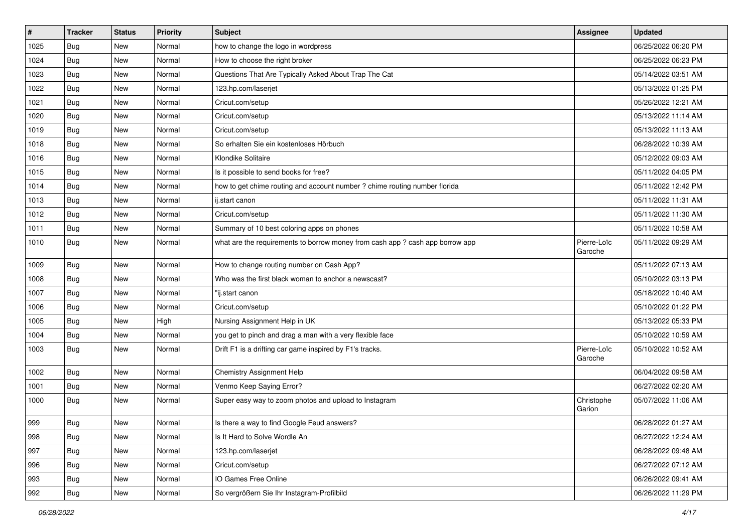| # | Tracker | Status | Priority | Subject | Assignee | Updated |
|---|---|---|---|---|---|---|
| 1025 | Bug | New | Normal | how to change the logo in wordpress | | 06/25/2022 06:20 PM |
| 1024 | Bug | New | Normal | How to choose the right broker | | 06/25/2022 06:23 PM |
| 1023 | Bug | New | Normal | Questions That Are Typically Asked About Trap The Cat | | 05/14/2022 03:51 AM |
| 1022 | Bug | New | Normal | 123.hp.com/laserjet | | 05/13/2022 01:25 PM |
| 1021 | Bug | New | Normal | Cricut.com/setup | | 05/26/2022 12:21 AM |
| 1020 | Bug | New | Normal | Cricut.com/setup | | 05/13/2022 11:14 AM |
| 1019 | Bug | New | Normal | Cricut.com/setup | | 05/13/2022 11:13 AM |
| 1018 | Bug | New | Normal | So erhalten Sie ein kostenloses Hörbuch | | 06/28/2022 10:39 AM |
| 1016 | Bug | New | Normal | Klondike Solitaire | | 05/12/2022 09:03 AM |
| 1015 | Bug | New | Normal | Is it possible to send books for free? | | 05/11/2022 04:05 PM |
| 1014 | Bug | New | Normal | how to get chime routing and account number ? chime routing number florida | | 05/11/2022 12:42 PM |
| 1013 | Bug | New | Normal | ij.start canon | | 05/11/2022 11:31 AM |
| 1012 | Bug | New | Normal | Cricut.com/setup | | 05/11/2022 11:30 AM |
| 1011 | Bug | New | Normal | Summary of 10 best coloring apps on phones | | 05/11/2022 10:58 AM |
| 1010 | Bug | New | Normal | what are the requirements to borrow money from cash app ? cash app borrow app | Pierre-Loïc Garoche | 05/11/2022 09:29 AM |
| 1009 | Bug | New | Normal | How to change routing number on Cash App? | | 05/11/2022 07:13 AM |
| 1008 | Bug | New | Normal | Who was the first black woman to anchor a newscast? | | 05/10/2022 03:13 PM |
| 1007 | Bug | New | Normal | "ij.start canon | | 05/18/2022 10:40 AM |
| 1006 | Bug | New | Normal | Cricut.com/setup | | 05/10/2022 01:22 PM |
| 1005 | Bug | New | High | Nursing Assignment Help in UK | | 05/13/2022 05:33 PM |
| 1004 | Bug | New | Normal | you get to pinch and drag a man with a very flexible face | | 05/10/2022 10:59 AM |
| 1003 | Bug | New | Normal | Drift F1 is a drifting car game inspired by F1's tracks. | Pierre-Loïc Garoche | 05/10/2022 10:52 AM |
| 1002 | Bug | New | Normal | Chemistry Assignment Help | | 06/04/2022 09:58 AM |
| 1001 | Bug | New | Normal | Venmo Keep Saying Error? | | 06/27/2022 02:20 AM |
| 1000 | Bug | New | Normal | Super easy way to zoom photos and upload to Instagram | Christophe Garion | 05/07/2022 11:06 AM |
| 999 | Bug | New | Normal | Is there a way to find Google Feud answers? | | 06/28/2022 01:27 AM |
| 998 | Bug | New | Normal | Is It Hard to Solve Wordle An | | 06/27/2022 12:24 AM |
| 997 | Bug | New | Normal | 123.hp.com/laserjet | | 06/28/2022 09:48 AM |
| 996 | Bug | New | Normal | Cricut.com/setup | | 06/27/2022 07:12 AM |
| 993 | Bug | New | Normal | IO Games Free Online | | 06/26/2022 09:41 AM |
| 992 | Bug | New | Normal | So vergrößern Sie Ihr Instagram-Profilbild | | 06/26/2022 11:29 PM |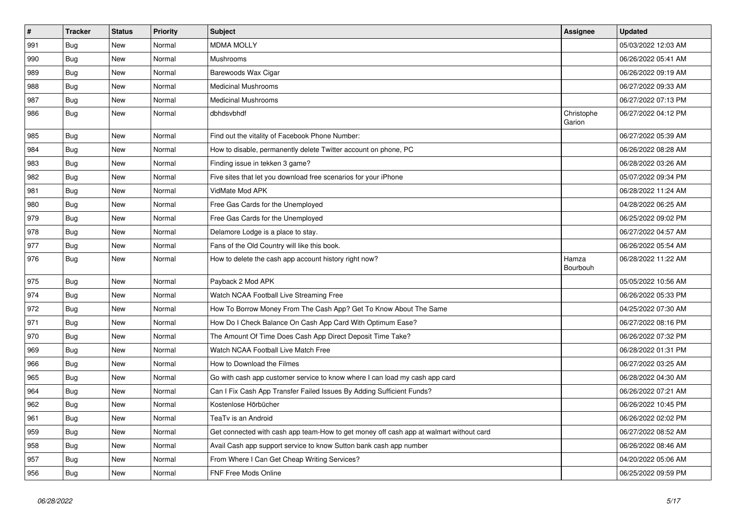| # | Tracker | Status | Priority | Subject | Assignee | Updated |
|---|---|---|---|---|---|---|
| 991 | Bug | New | Normal | MDMA MOLLY | | 05/03/2022 12:03 AM |
| 990 | Bug | New | Normal | Mushrooms | | 06/26/2022 05:41 AM |
| 989 | Bug | New | Normal | Barewoods Wax Cigar | | 06/26/2022 09:19 AM |
| 988 | Bug | New | Normal | Medicinal Mushrooms | | 06/27/2022 09:33 AM |
| 987 | Bug | New | Normal | Medicinal Mushrooms | | 06/27/2022 07:13 PM |
| 986 | Bug | New | Normal | dbhdsvbhdf | Christophe Garion | 06/27/2022 04:12 PM |
| 985 | Bug | New | Normal | Find out the vitality of Facebook Phone Number: | | 06/27/2022 05:39 AM |
| 984 | Bug | New | Normal | How to disable, permanently delete Twitter account on phone, PC | | 06/26/2022 08:28 AM |
| 983 | Bug | New | Normal | Finding issue in tekken 3 game? | | 06/28/2022 03:26 AM |
| 982 | Bug | New | Normal | Five sites that let you download free scenarios for your iPhone | | 05/07/2022 09:34 PM |
| 981 | Bug | New | Normal | VidMate Mod APK | | 06/28/2022 11:24 AM |
| 980 | Bug | New | Normal | Free Gas Cards for the Unemployed | | 04/28/2022 06:25 AM |
| 979 | Bug | New | Normal | Free Gas Cards for the Unemployed | | 06/25/2022 09:02 PM |
| 978 | Bug | New | Normal | Delamore Lodge is a place to stay. | | 06/27/2022 04:57 AM |
| 977 | Bug | New | Normal | Fans of the Old Country will like this book. | | 06/26/2022 05:54 AM |
| 976 | Bug | New | Normal | How to delete the cash app account history right now? | Hamza Bourbouh | 06/28/2022 11:22 AM |
| 975 | Bug | New | Normal | Payback 2 Mod APK | | 05/05/2022 10:56 AM |
| 974 | Bug | New | Normal | Watch NCAA Football Live Streaming Free | | 06/26/2022 05:33 PM |
| 972 | Bug | New | Normal | How To Borrow Money From The Cash App? Get To Know About The Same | | 04/25/2022 07:30 AM |
| 971 | Bug | New | Normal | How Do I Check Balance On Cash App Card With Optimum Ease? | | 06/27/2022 08:16 PM |
| 970 | Bug | New | Normal | The Amount Of Time Does Cash App Direct Deposit Time Take? | | 06/26/2022 07:32 PM |
| 969 | Bug | New | Normal | Watch NCAA Football Live Match Free | | 06/28/2022 01:31 PM |
| 966 | Bug | New | Normal | How to Download the Filmes | | 06/27/2022 03:25 AM |
| 965 | Bug | New | Normal | Go with cash app customer service to know where I can load my cash app card | | 06/28/2022 04:30 AM |
| 964 | Bug | New | Normal | Can I Fix Cash App Transfer Failed Issues By Adding Sufficient Funds? | | 06/26/2022 07:21 AM |
| 962 | Bug | New | Normal | Kostenlose Hörbücher | | 06/26/2022 10:45 PM |
| 961 | Bug | New | Normal | TeaTv is an Android | | 06/26/2022 02:02 PM |
| 959 | Bug | New | Normal | Get connected with cash app team-How to get money off cash app at walmart without card | | 06/27/2022 08:52 AM |
| 958 | Bug | New | Normal | Avail Cash app support service to know Sutton bank cash app number | | 06/26/2022 08:46 AM |
| 957 | Bug | New | Normal | From Where I Can Get Cheap Writing Services? | | 04/20/2022 05:06 AM |
| 956 | Bug | New | Normal | FNF Free Mods Online | | 06/25/2022 09:59 PM |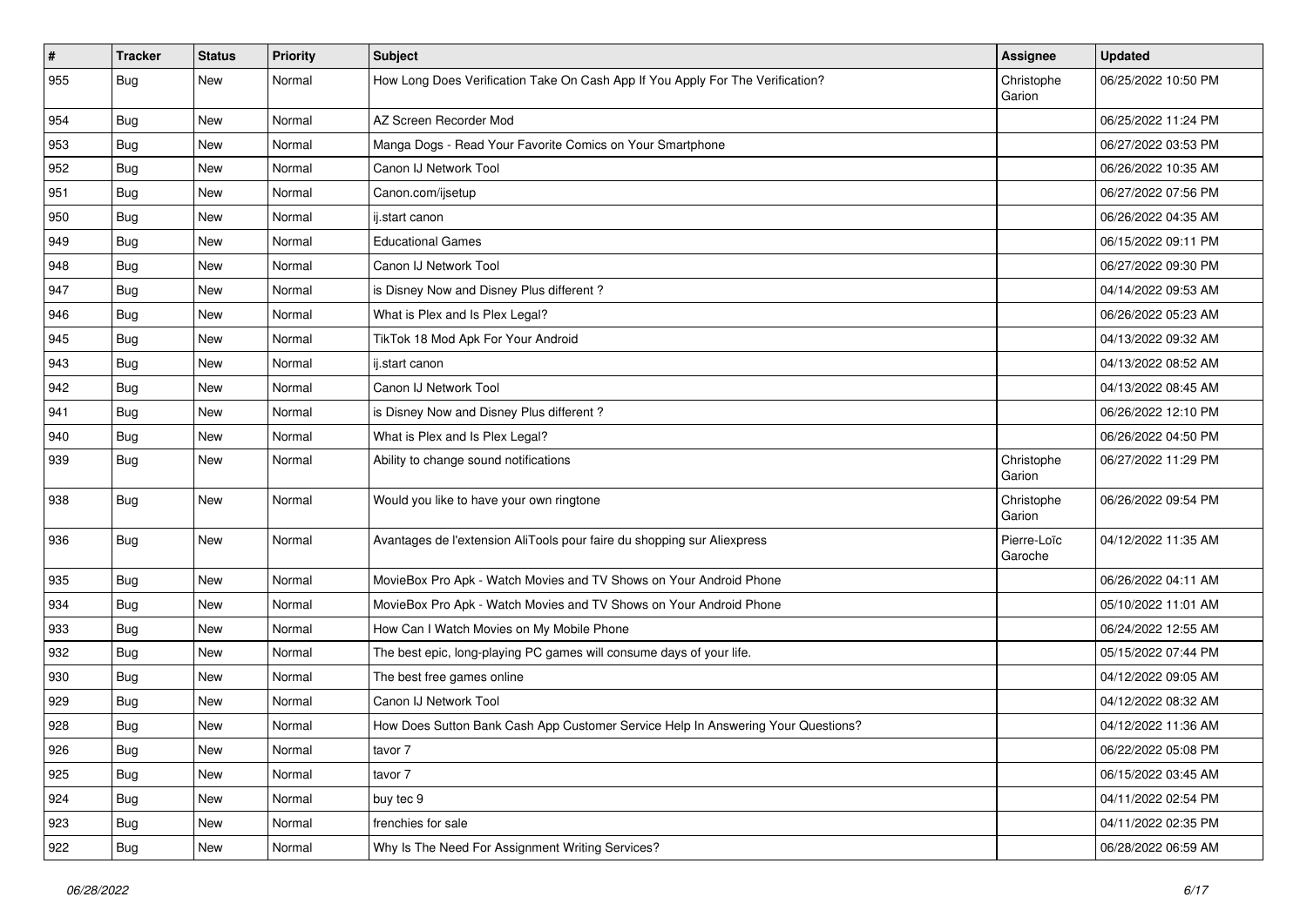| # | Tracker | Status | Priority | Subject | Assignee | Updated |
|---|---|---|---|---|---|---|
| 955 | Bug | New | Normal | How Long Does Verification Take On Cash App If You Apply For The Verification? | Christophe Garion | 06/25/2022 10:50 PM |
| 954 | Bug | New | Normal | AZ Screen Recorder Mod | | 06/25/2022 11:24 PM |
| 953 | Bug | New | Normal | Manga Dogs - Read Your Favorite Comics on Your Smartphone | | 06/27/2022 03:53 PM |
| 952 | Bug | New | Normal | Canon IJ Network Tool | | 06/26/2022 10:35 AM |
| 951 | Bug | New | Normal | Canon.com/ijsetup | | 06/27/2022 07:56 PM |
| 950 | Bug | New | Normal | ij.start canon | | 06/26/2022 04:35 AM |
| 949 | Bug | New | Normal | Educational Games | | 06/15/2022 09:11 PM |
| 948 | Bug | New | Normal | Canon IJ Network Tool | | 06/27/2022 09:30 PM |
| 947 | Bug | New | Normal | is Disney Now and Disney Plus different ? | | 04/14/2022 09:53 AM |
| 946 | Bug | New | Normal | What is Plex and Is Plex Legal? | | 06/26/2022 05:23 AM |
| 945 | Bug | New | Normal | TikTok 18 Mod Apk For Your Android | | 04/13/2022 09:32 AM |
| 943 | Bug | New | Normal | ij.start canon | | 04/13/2022 08:52 AM |
| 942 | Bug | New | Normal | Canon IJ Network Tool | | 04/13/2022 08:45 AM |
| 941 | Bug | New | Normal | is Disney Now and Disney Plus different ? | | 06/26/2022 12:10 PM |
| 940 | Bug | New | Normal | What is Plex and Is Plex Legal? | | 06/26/2022 04:50 PM |
| 939 | Bug | New | Normal | Ability to change sound notifications | Christophe Garion | 06/27/2022 11:29 PM |
| 938 | Bug | New | Normal | Would you like to have your own ringtone | Christophe Garion | 06/26/2022 09:54 PM |
| 936 | Bug | New | Normal | Avantages de l'extension AliTools pour faire du shopping sur Aliexpress | Pierre-Loïc Garoche | 04/12/2022 11:35 AM |
| 935 | Bug | New | Normal | MovieBox Pro Apk - Watch Movies and TV Shows on Your Android Phone | | 06/26/2022 04:11 AM |
| 934 | Bug | New | Normal | MovieBox Pro Apk - Watch Movies and TV Shows on Your Android Phone | | 05/10/2022 11:01 AM |
| 933 | Bug | New | Normal | How Can I Watch Movies on My Mobile Phone | | 06/24/2022 12:55 AM |
| 932 | Bug | New | Normal | The best epic, long-playing PC games will consume days of your life. | | 05/15/2022 07:44 PM |
| 930 | Bug | New | Normal | The best free games online | | 04/12/2022 09:05 AM |
| 929 | Bug | New | Normal | Canon IJ Network Tool | | 04/12/2022 08:32 AM |
| 928 | Bug | New | Normal | How Does Sutton Bank Cash App Customer Service Help In Answering Your Questions? | | 04/12/2022 11:36 AM |
| 926 | Bug | New | Normal | tavor 7 | | 06/22/2022 05:08 PM |
| 925 | Bug | New | Normal | tavor 7 | | 06/15/2022 03:45 AM |
| 924 | Bug | New | Normal | buy tec 9 | | 04/11/2022 02:54 PM |
| 923 | Bug | New | Normal | frenchies for sale | | 04/11/2022 02:35 PM |
| 922 | Bug | New | Normal | Why Is The Need For Assignment Writing Services? | | 06/28/2022 06:59 AM |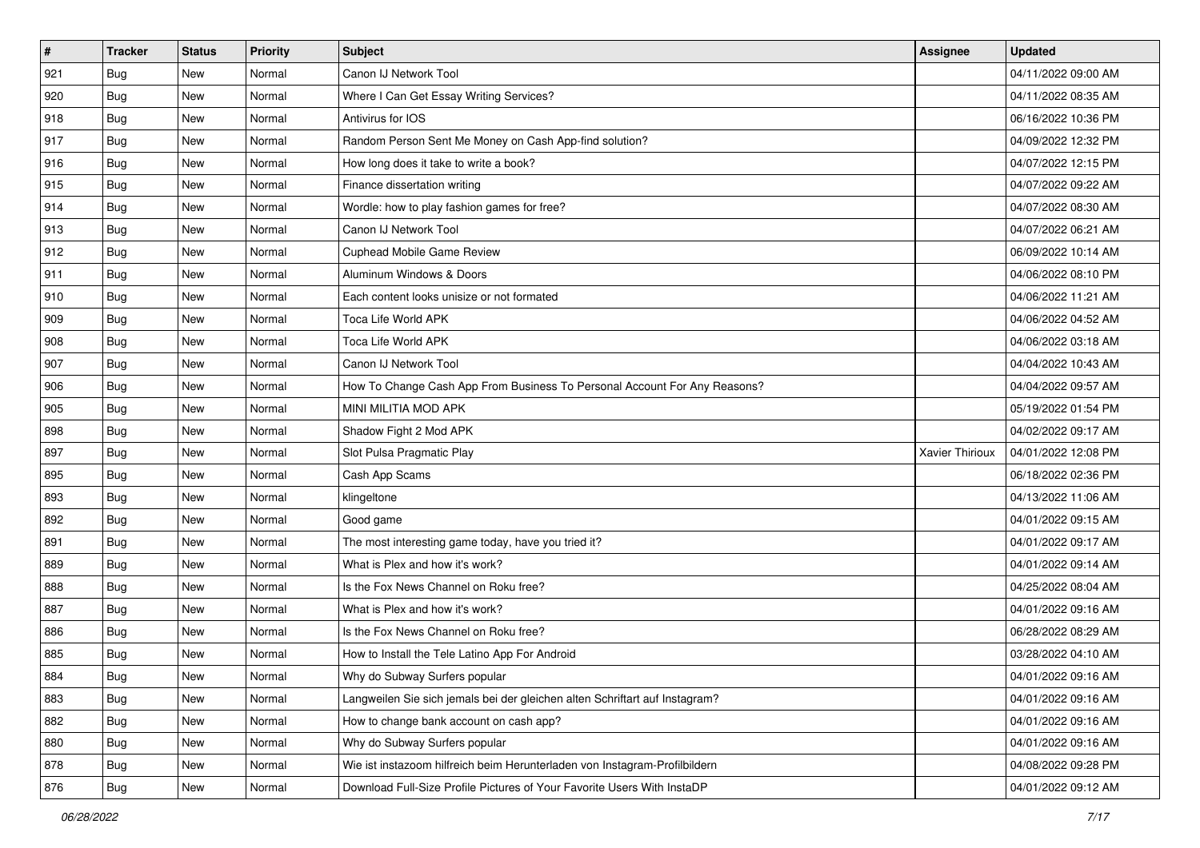| # | Tracker | Status | Priority | Subject | Assignee | Updated |
|---|---|---|---|---|---|---|
| 921 | Bug | New | Normal | Canon IJ Network Tool | | 04/11/2022 09:00 AM |
| 920 | Bug | New | Normal | Where I Can Get Essay Writing Services? | | 04/11/2022 08:35 AM |
| 918 | Bug | New | Normal | Antivirus for IOS | | 06/16/2022 10:36 PM |
| 917 | Bug | New | Normal | Random Person Sent Me Money on Cash App-find solution? | | 04/09/2022 12:32 PM |
| 916 | Bug | New | Normal | How long does it take to write a book? | | 04/07/2022 12:15 PM |
| 915 | Bug | New | Normal | Finance dissertation writing | | 04/07/2022 09:22 AM |
| 914 | Bug | New | Normal | Wordle: how to play fashion games for free? | | 04/07/2022 08:30 AM |
| 913 | Bug | New | Normal | Canon IJ Network Tool | | 04/07/2022 06:21 AM |
| 912 | Bug | New | Normal | Cuphead Mobile Game Review | | 06/09/2022 10:14 AM |
| 911 | Bug | New | Normal | Aluminum Windows & Doors | | 04/06/2022 08:10 PM |
| 910 | Bug | New | Normal | Each content looks unisize or not formated | | 04/06/2022 11:21 AM |
| 909 | Bug | New | Normal | Toca Life World APK | | 04/06/2022 04:52 AM |
| 908 | Bug | New | Normal | Toca Life World APK | | 04/06/2022 03:18 AM |
| 907 | Bug | New | Normal | Canon IJ Network Tool | | 04/04/2022 10:43 AM |
| 906 | Bug | New | Normal | How To Change Cash App From Business To Personal Account For Any Reasons? | | 04/04/2022 09:57 AM |
| 905 | Bug | New | Normal | MINI MILITIA MOD APK | | 05/19/2022 01:54 PM |
| 898 | Bug | New | Normal | Shadow Fight 2 Mod APK | | 04/02/2022 09:17 AM |
| 897 | Bug | New | Normal | Slot Pulsa Pragmatic Play | Xavier Thirioux | 04/01/2022 12:08 PM |
| 895 | Bug | New | Normal | Cash App Scams | | 06/18/2022 02:36 PM |
| 893 | Bug | New | Normal | klingeltone | | 04/13/2022 11:06 AM |
| 892 | Bug | New | Normal | Good game | | 04/01/2022 09:15 AM |
| 891 | Bug | New | Normal | The most interesting game today, have you tried it? | | 04/01/2022 09:17 AM |
| 889 | Bug | New | Normal | What is Plex and how it's work? | | 04/01/2022 09:14 AM |
| 888 | Bug | New | Normal | Is the Fox News Channel on Roku free? | | 04/25/2022 08:04 AM |
| 887 | Bug | New | Normal | What is Plex and how it's work? | | 04/01/2022 09:16 AM |
| 886 | Bug | New | Normal | Is the Fox News Channel on Roku free? | | 06/28/2022 08:29 AM |
| 885 | Bug | New | Normal | How to Install the Tele Latino App For Android | | 03/28/2022 04:10 AM |
| 884 | Bug | New | Normal | Why do Subway Surfers popular | | 04/01/2022 09:16 AM |
| 883 | Bug | New | Normal | Langweilen Sie sich jemals bei der gleichen alten Schriftart auf Instagram? | | 04/01/2022 09:16 AM |
| 882 | Bug | New | Normal | How to change bank account on cash app? | | 04/01/2022 09:16 AM |
| 880 | Bug | New | Normal | Why do Subway Surfers popular | | 04/01/2022 09:16 AM |
| 878 | Bug | New | Normal | Wie ist instazoom hilfreich beim Herunterladen von Instagram-Profilbildern | | 04/08/2022 09:28 PM |
| 876 | Bug | New | Normal | Download Full-Size Profile Pictures of Your Favorite Users With InstaDP | | 04/01/2022 09:12 AM |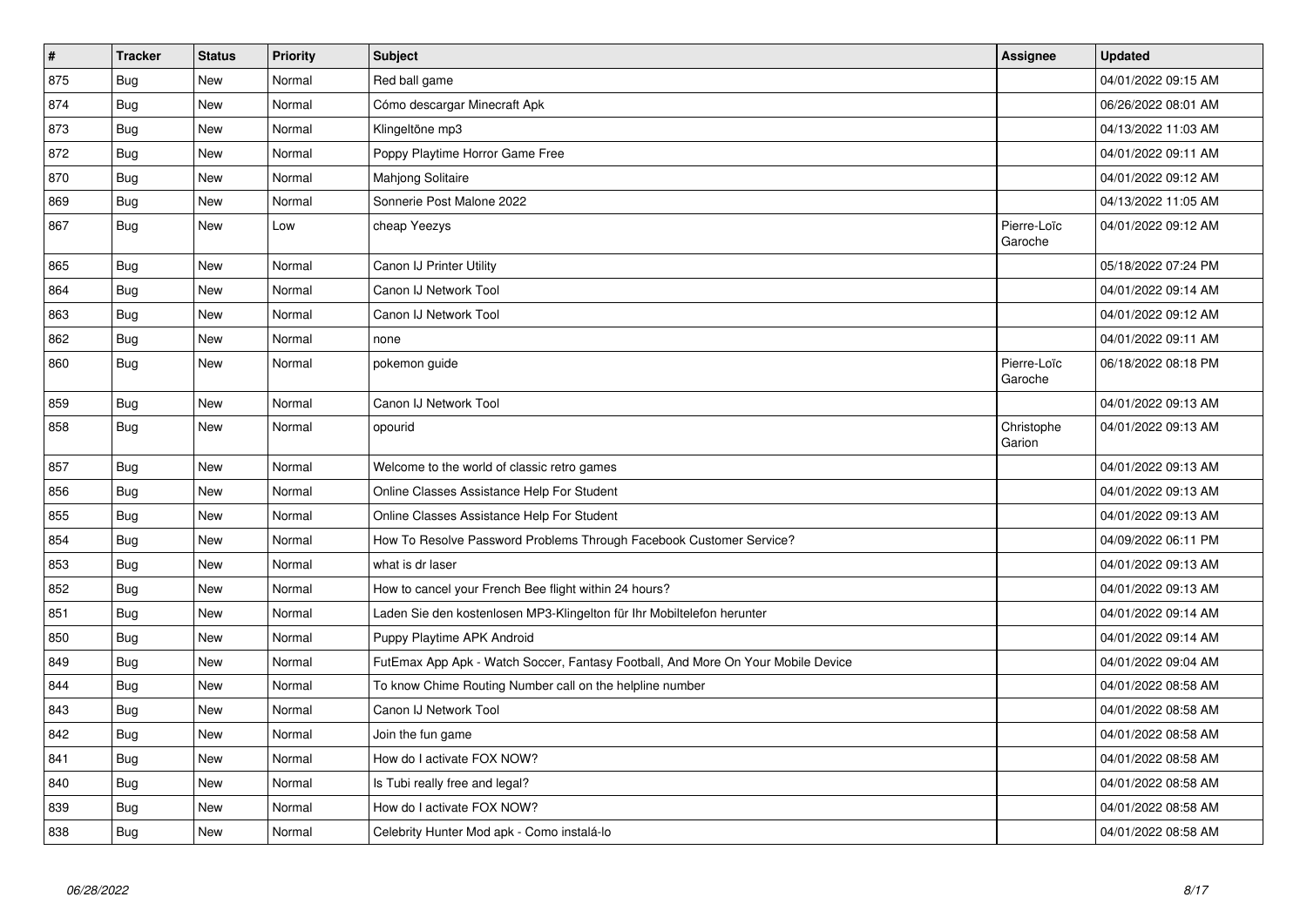| # | Tracker | Status | Priority | Subject | Assignee | Updated |
|---|---|---|---|---|---|---|
| 875 | Bug | New | Normal | Red ball game | | 04/01/2022 09:15 AM |
| 874 | Bug | New | Normal | Cómo descargar Minecraft Apk | | 06/26/2022 08:01 AM |
| 873 | Bug | New | Normal | Klingeltöne mp3 | | 04/13/2022 11:03 AM |
| 872 | Bug | New | Normal | Poppy Playtime Horror Game Free | | 04/01/2022 09:11 AM |
| 870 | Bug | New | Normal | Mahjong Solitaire | | 04/01/2022 09:12 AM |
| 869 | Bug | New | Normal | Sonnerie Post Malone 2022 | | 04/13/2022 11:05 AM |
| 867 | Bug | New | Low | cheap Yeezys | Pierre-Loïc Garoche | 04/01/2022 09:12 AM |
| 865 | Bug | New | Normal | Canon IJ Printer Utility | | 05/18/2022 07:24 PM |
| 864 | Bug | New | Normal | Canon IJ Network Tool | | 04/01/2022 09:14 AM |
| 863 | Bug | New | Normal | Canon IJ Network Tool | | 04/01/2022 09:12 AM |
| 862 | Bug | New | Normal | none | | 04/01/2022 09:11 AM |
| 860 | Bug | New | Normal | pokemon guide | Pierre-Loïc Garoche | 06/18/2022 08:18 PM |
| 859 | Bug | New | Normal | Canon IJ Network Tool | | 04/01/2022 09:13 AM |
| 858 | Bug | New | Normal | opourid | Christophe Garion | 04/01/2022 09:13 AM |
| 857 | Bug | New | Normal | Welcome to the world of classic retro games | | 04/01/2022 09:13 AM |
| 856 | Bug | New | Normal | Online Classes Assistance Help For Student | | 04/01/2022 09:13 AM |
| 855 | Bug | New | Normal | Online Classes Assistance Help For Student | | 04/01/2022 09:13 AM |
| 854 | Bug | New | Normal | How To Resolve Password Problems Through Facebook Customer Service? | | 04/09/2022 06:11 PM |
| 853 | Bug | New | Normal | what is dr laser | | 04/01/2022 09:13 AM |
| 852 | Bug | New | Normal | How to cancel your French Bee flight within 24 hours? | | 04/01/2022 09:13 AM |
| 851 | Bug | New | Normal | Laden Sie den kostenlosen MP3-Klingelton für Ihr Mobiltelefon herunter | | 04/01/2022 09:14 AM |
| 850 | Bug | New | Normal | Puppy Playtime APK Android | | 04/01/2022 09:14 AM |
| 849 | Bug | New | Normal | FutEmax App Apk - Watch Soccer, Fantasy Football, And More On Your Mobile Device | | 04/01/2022 09:04 AM |
| 844 | Bug | New | Normal | To know Chime Routing Number call on the helpline number | | 04/01/2022 08:58 AM |
| 843 | Bug | New | Normal | Canon IJ Network Tool | | 04/01/2022 08:58 AM |
| 842 | Bug | New | Normal | Join the fun game | | 04/01/2022 08:58 AM |
| 841 | Bug | New | Normal | How do I activate FOX NOW? | | 04/01/2022 08:58 AM |
| 840 | Bug | New | Normal | Is Tubi really free and legal? | | 04/01/2022 08:58 AM |
| 839 | Bug | New | Normal | How do I activate FOX NOW? | | 04/01/2022 08:58 AM |
| 838 | Bug | New | Normal | Celebrity Hunter Mod apk - Como instalá-lo | | 04/01/2022 08:58 AM |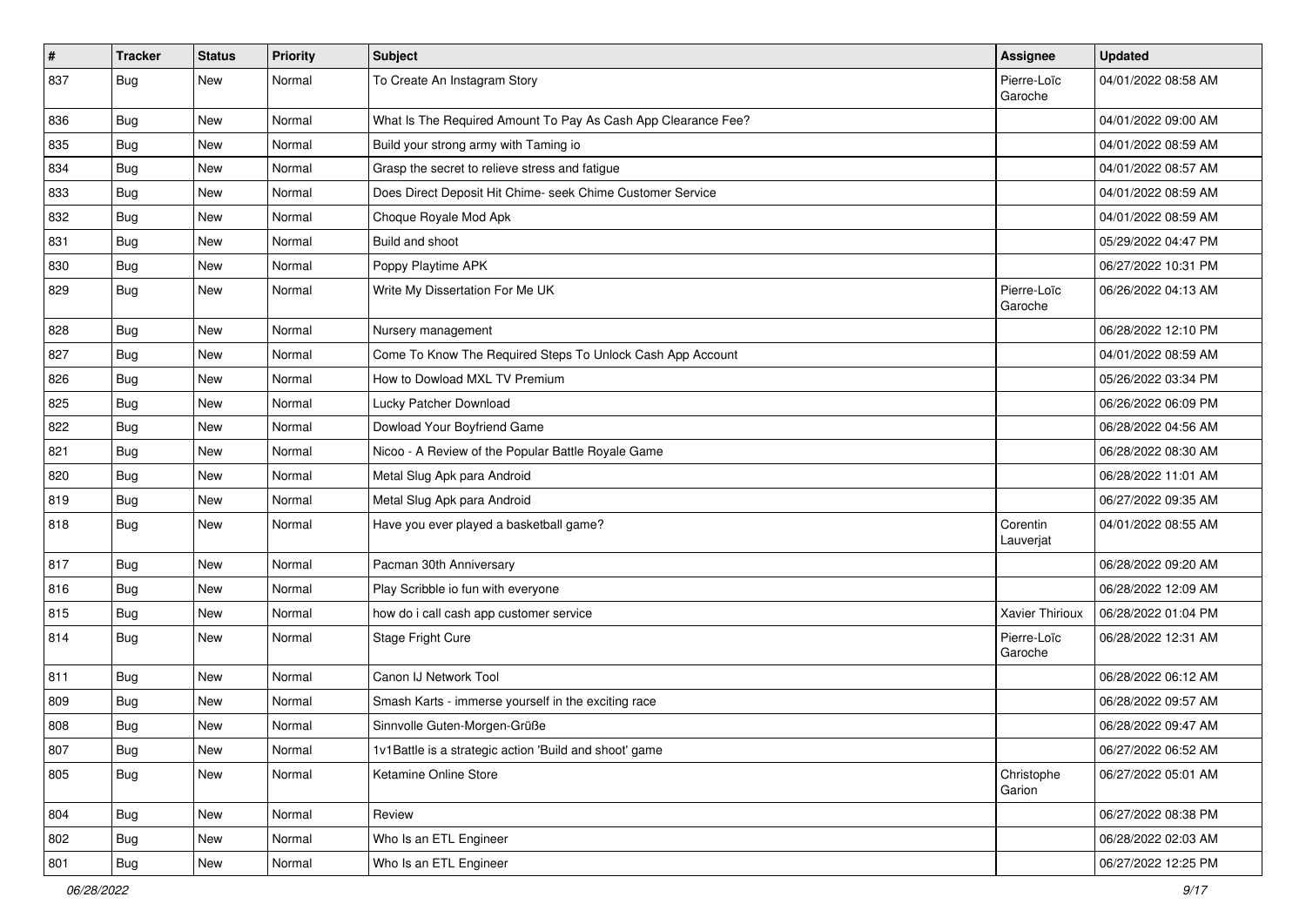| # | Tracker | Status | Priority | Subject | Assignee | Updated |
|---|---|---|---|---|---|---|
| 837 | Bug | New | Normal | To Create An Instagram Story | Pierre-Loïc Garoche | 04/01/2022 08:58 AM |
| 836 | Bug | New | Normal | What Is The Required Amount To Pay As Cash App Clearance Fee? | | 04/01/2022 09:00 AM |
| 835 | Bug | New | Normal | Build your strong army with Taming io | | 04/01/2022 08:59 AM |
| 834 | Bug | New | Normal | Grasp the secret to relieve stress and fatigue | | 04/01/2022 08:57 AM |
| 833 | Bug | New | Normal | Does Direct Deposit Hit Chime- seek Chime Customer Service | | 04/01/2022 08:59 AM |
| 832 | Bug | New | Normal | Choque Royale Mod Apk | | 04/01/2022 08:59 AM |
| 831 | Bug | New | Normal | Build and shoot | | 05/29/2022 04:47 PM |
| 830 | Bug | New | Normal | Poppy Playtime APK | | 06/27/2022 10:31 PM |
| 829 | Bug | New | Normal | Write My Dissertation For Me UK | Pierre-Loïc Garoche | 06/26/2022 04:13 AM |
| 828 | Bug | New | Normal | Nursery management | | 06/28/2022 12:10 PM |
| 827 | Bug | New | Normal | Come To Know The Required Steps To Unlock Cash App Account | | 04/01/2022 08:59 AM |
| 826 | Bug | New | Normal | How to Dowload MXL TV Premium | | 05/26/2022 03:34 PM |
| 825 | Bug | New | Normal | Lucky Patcher Download | | 06/26/2022 06:09 PM |
| 822 | Bug | New | Normal | Dowload Your Boyfriend Game | | 06/28/2022 04:56 AM |
| 821 | Bug | New | Normal | Nicoo - A Review of the Popular Battle Royale Game | | 06/28/2022 08:30 AM |
| 820 | Bug | New | Normal | Metal Slug Apk para Android | | 06/28/2022 11:01 AM |
| 819 | Bug | New | Normal | Metal Slug Apk para Android | | 06/27/2022 09:35 AM |
| 818 | Bug | New | Normal | Have you ever played a basketball game? | Corentin Lauverjat | 04/01/2022 08:55 AM |
| 817 | Bug | New | Normal | Pacman 30th Anniversary | | 06/28/2022 09:20 AM |
| 816 | Bug | New | Normal | Play Scribble io fun with everyone | | 06/28/2022 12:09 AM |
| 815 | Bug | New | Normal | how do i call cash app customer service | Xavier Thirioux | 06/28/2022 01:04 PM |
| 814 | Bug | New | Normal | Stage Fright Cure | Pierre-Loïc Garoche | 06/28/2022 12:31 AM |
| 811 | Bug | New | Normal | Canon IJ Network Tool | | 06/28/2022 06:12 AM |
| 809 | Bug | New | Normal | Smash Karts - immerse yourself in the exciting race | | 06/28/2022 09:57 AM |
| 808 | Bug | New | Normal | Sinnvolle Guten-Morgen-Grüße | | 06/28/2022 09:47 AM |
| 807 | Bug | New | Normal | 1v1Battle is a strategic action 'Build and shoot' game | | 06/27/2022 06:52 AM |
| 805 | Bug | New | Normal | Ketamine Online Store | Christophe Garion | 06/27/2022 05:01 AM |
| 804 | Bug | New | Normal | Review | | 06/27/2022 08:38 PM |
| 802 | Bug | New | Normal | Who Is an ETL Engineer | | 06/28/2022 02:03 AM |
| 801 | Bug | New | Normal | Who Is an ETL Engineer | | 06/27/2022 12:25 PM |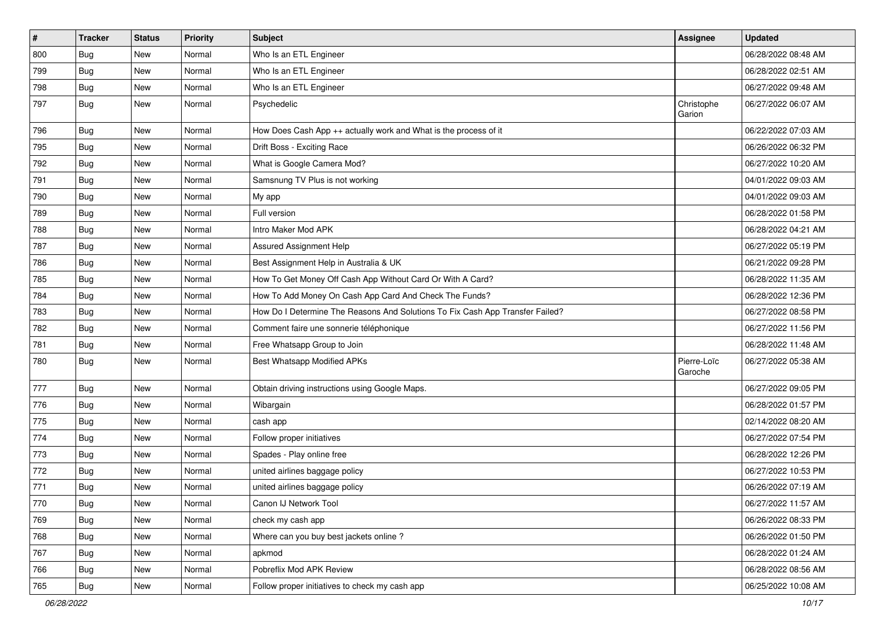| # | Tracker | Status | Priority | Subject | Assignee | Updated |
|---|---|---|---|---|---|---|
| 800 | Bug | New | Normal | Who Is an ETL Engineer | | 06/28/2022 08:48 AM |
| 799 | Bug | New | Normal | Who Is an ETL Engineer | | 06/28/2022 02:51 AM |
| 798 | Bug | New | Normal | Who Is an ETL Engineer | | 06/27/2022 09:48 AM |
| 797 | Bug | New | Normal | Psychedelic | Christophe Garion | 06/27/2022 06:07 AM |
| 796 | Bug | New | Normal | How Does Cash App ++ actually work and What is the process of it | | 06/22/2022 07:03 AM |
| 795 | Bug | New | Normal | Drift Boss - Exciting Race | | 06/26/2022 06:32 PM |
| 792 | Bug | New | Normal | What is Google Camera Mod? | | 06/27/2022 10:20 AM |
| 791 | Bug | New | Normal | Samsnung TV Plus is not working | | 04/01/2022 09:03 AM |
| 790 | Bug | New | Normal | My app | | 04/01/2022 09:03 AM |
| 789 | Bug | New | Normal | Full version | | 06/28/2022 01:58 PM |
| 788 | Bug | New | Normal | Intro Maker Mod APK | | 06/28/2022 04:21 AM |
| 787 | Bug | New | Normal | Assured Assignment Help | | 06/27/2022 05:19 PM |
| 786 | Bug | New | Normal | Best Assignment Help in Australia & UK | | 06/21/2022 09:28 PM |
| 785 | Bug | New | Normal | How To Get Money Off Cash App Without Card Or With A Card? | | 06/28/2022 11:35 AM |
| 784 | Bug | New | Normal | How To Add Money On Cash App Card And Check The Funds? | | 06/28/2022 12:36 PM |
| 783 | Bug | New | Normal | How Do I Determine The Reasons And Solutions To Fix Cash App Transfer Failed? | | 06/27/2022 08:58 PM |
| 782 | Bug | New | Normal | Comment faire une sonnerie téléphonique | | 06/27/2022 11:56 PM |
| 781 | Bug | New | Normal | Free Whatsapp Group to Join | | 06/28/2022 11:48 AM |
| 780 | Bug | New | Normal | Best Whatsapp Modified APKs | Pierre-Loïc Garoche | 06/27/2022 05:38 AM |
| 777 | Bug | New | Normal | Obtain driving instructions using Google Maps. | | 06/27/2022 09:05 PM |
| 776 | Bug | New | Normal | Wibargain | | 06/28/2022 01:57 PM |
| 775 | Bug | New | Normal | cash app | | 02/14/2022 08:20 AM |
| 774 | Bug | New | Normal | Follow proper initiatives | | 06/27/2022 07:54 PM |
| 773 | Bug | New | Normal | Spades - Play online free | | 06/28/2022 12:26 PM |
| 772 | Bug | New | Normal | united airlines baggage policy | | 06/27/2022 10:53 PM |
| 771 | Bug | New | Normal | united airlines baggage policy | | 06/26/2022 07:19 AM |
| 770 | Bug | New | Normal | Canon IJ Network Tool | | 06/27/2022 11:57 AM |
| 769 | Bug | New | Normal | check my cash app | | 06/26/2022 08:33 PM |
| 768 | Bug | New | Normal | Where can you buy best jackets online ? | | 06/26/2022 01:50 PM |
| 767 | Bug | New | Normal | apkmod | | 06/28/2022 01:24 AM |
| 766 | Bug | New | Normal | Pobreflix Mod APK Review | | 06/28/2022 08:56 AM |
| 765 | Bug | New | Normal | Follow proper initiatives to check my cash app | | 06/25/2022 10:08 AM |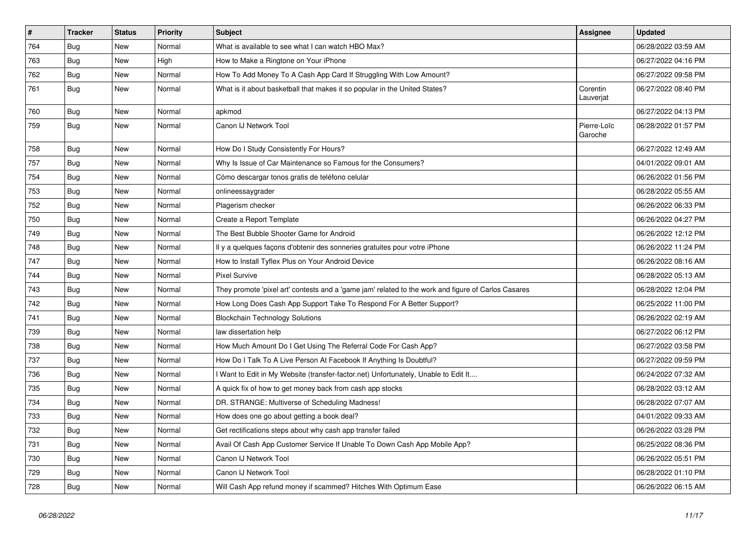| # | Tracker | Status | Priority | Subject | Assignee | Updated |
| --- | --- | --- | --- | --- | --- | --- |
| 764 | Bug | New | Normal | What is available to see what I can watch HBO Max? | | 06/28/2022 03:59 AM |
| 763 | Bug | New | High | How to Make a Ringtone on Your iPhone | | 06/27/2022 04:16 PM |
| 762 | Bug | New | Normal | How To Add Money To A Cash App Card If Struggling With Low Amount? | | 06/27/2022 09:58 PM |
| 761 | Bug | New | Normal | What is it about basketball that makes it so popular in the United States? | Corentin Lauverjat | 06/27/2022 08:40 PM |
| 760 | Bug | New | Normal | apkmod | | 06/27/2022 04:13 PM |
| 759 | Bug | New | Normal | Canon IJ Network Tool | Pierre-Loïc Garoche | 06/28/2022 01:57 PM |
| 758 | Bug | New | Normal | How Do I Study Consistently For Hours? | | 06/27/2022 12:49 AM |
| 757 | Bug | New | Normal | Why Is Issue of Car Maintenance so Famous for the Consumers? | | 04/01/2022 09:01 AM |
| 754 | Bug | New | Normal | Cómo descargar tonos gratis de teléfono celular | | 06/26/2022 01:56 PM |
| 753 | Bug | New | Normal | onlineessaygrader | | 06/28/2022 05:55 AM |
| 752 | Bug | New | Normal | Plagerism checker | | 06/26/2022 06:33 PM |
| 750 | Bug | New | Normal | Create a Report Template | | 06/26/2022 04:27 PM |
| 749 | Bug | New | Normal | The Best Bubble Shooter Game for Android | | 06/26/2022 12:12 PM |
| 748 | Bug | New | Normal | Il y a quelques façons d'obtenir des sonneries gratuites pour votre iPhone | | 06/26/2022 11:24 PM |
| 747 | Bug | New | Normal | How to Install Tyflex Plus on Your Android Device | | 06/26/2022 08:16 AM |
| 744 | Bug | New | Normal | Pixel Survive | | 06/28/2022 05:13 AM |
| 743 | Bug | New | Normal | They promote 'pixel art' contests and a 'game jam' related to the work and figure of Carlos Casares | | 06/28/2022 12:04 PM |
| 742 | Bug | New | Normal | How Long Does Cash App Support Take To Respond For A Better Support? | | 06/25/2022 11:00 PM |
| 741 | Bug | New | Normal | Blockchain Technology Solutions | | 06/26/2022 02:19 AM |
| 739 | Bug | New | Normal | law dissertation help | | 06/27/2022 06:12 PM |
| 738 | Bug | New | Normal | How Much Amount Do I Get Using The Referral Code For Cash App? | | 06/27/2022 03:58 PM |
| 737 | Bug | New | Normal | How Do I Talk To A Live Person At Facebook If Anything Is Doubtful? | | 06/27/2022 09:59 PM |
| 736 | Bug | New | Normal | I Want to Edit in My Website (transfer-factor.net) Unfortunately, Unable to Edit It.... | | 06/24/2022 07:32 AM |
| 735 | Bug | New | Normal | A quick fix of how to get money back from cash app stocks | | 06/28/2022 03:12 AM |
| 734 | Bug | New | Normal | DR. STRANGE: Multiverse of Scheduling Madness! | | 06/28/2022 07:07 AM |
| 733 | Bug | New | Normal | How does one go about getting a book deal? | | 04/01/2022 09:33 AM |
| 732 | Bug | New | Normal | Get rectifications steps about why cash app transfer failed | | 06/26/2022 03:28 PM |
| 731 | Bug | New | Normal | Avail Of Cash App Customer Service If Unable To Down Cash App Mobile App? | | 06/25/2022 08:36 PM |
| 730 | Bug | New | Normal | Canon IJ Network Tool | | 06/26/2022 05:51 PM |
| 729 | Bug | New | Normal | Canon IJ Network Tool | | 06/28/2022 01:10 PM |
| 728 | Bug | New | Normal | Will Cash App refund money if scammed? Hitches With Optimum Ease | | 06/26/2022 06:15 AM |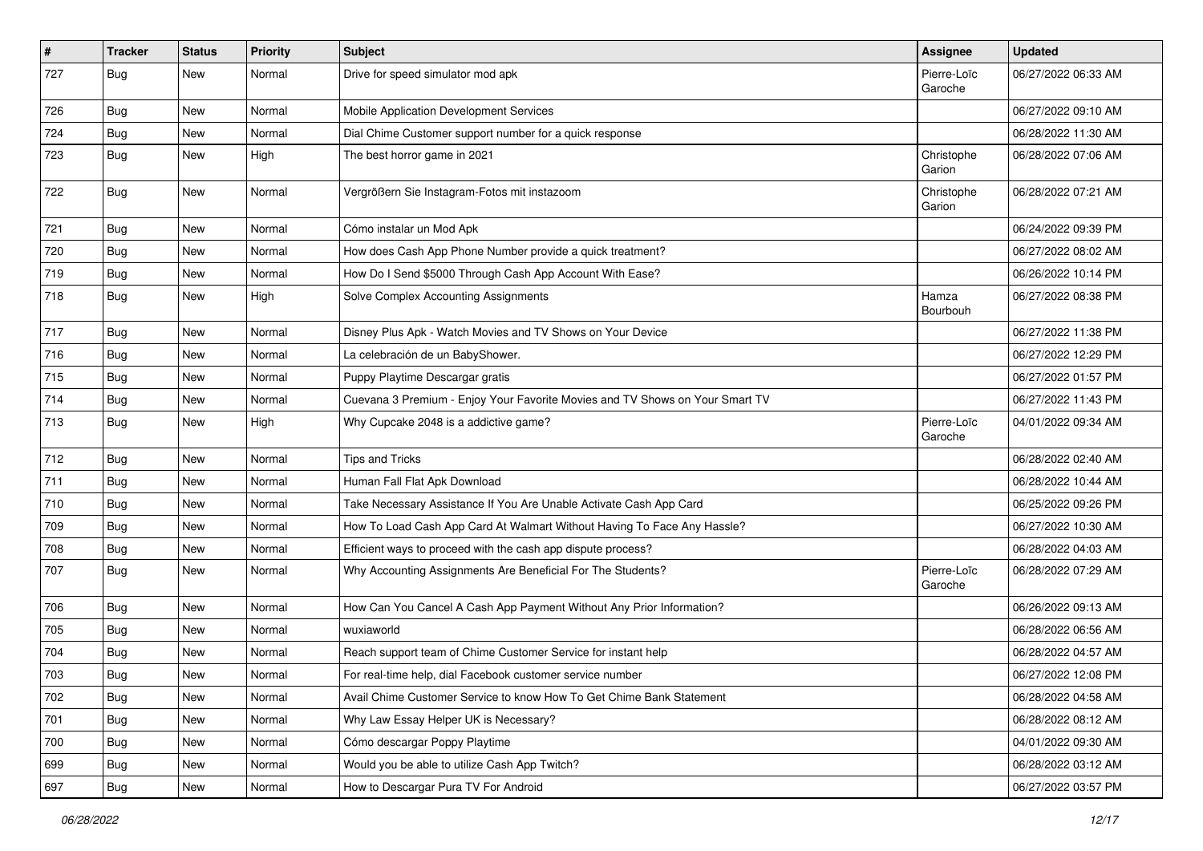| # | Tracker | Status | Priority | Subject | Assignee | Updated |
|---|---|---|---|---|---|---|
| 727 | Bug | New | Normal | Drive for speed simulator mod apk | Pierre-Loïc Garoche | 06/27/2022 06:33 AM |
| 726 | Bug | New | Normal | Mobile Application Development Services | | 06/27/2022 09:10 AM |
| 724 | Bug | New | Normal | Dial Chime Customer support number for a quick response | | 06/28/2022 11:30 AM |
| 723 | Bug | New | High | The best horror game in 2021 | Christophe Garion | 06/28/2022 07:06 AM |
| 722 | Bug | New | Normal | Vergrößern Sie Instagram-Fotos mit instazoom | Christophe Garion | 06/28/2022 07:21 AM |
| 721 | Bug | New | Normal | Cómo instalar un Mod Apk | | 06/24/2022 09:39 PM |
| 720 | Bug | New | Normal | How does Cash App Phone Number provide a quick treatment? | | 06/27/2022 08:02 AM |
| 719 | Bug | New | Normal | How Do I Send $5000 Through Cash App Account With Ease? | | 06/26/2022 10:14 PM |
| 718 | Bug | New | High | Solve Complex Accounting Assignments | Hamza Bourbouh | 06/27/2022 08:38 PM |
| 717 | Bug | New | Normal | Disney Plus Apk - Watch Movies and TV Shows on Your Device | | 06/27/2022 11:38 PM |
| 716 | Bug | New | Normal | La celebración de un BabyShower. | | 06/27/2022 12:29 PM |
| 715 | Bug | New | Normal | Puppy Playtime Descargar gratis | | 06/27/2022 01:57 PM |
| 714 | Bug | New | Normal | Cuevana 3 Premium - Enjoy Your Favorite Movies and TV Shows on Your Smart TV | | 06/27/2022 11:43 PM |
| 713 | Bug | New | High | Why Cupcake 2048 is a addictive game? | Pierre-Loïc Garoche | 04/01/2022 09:34 AM |
| 712 | Bug | New | Normal | Tips and Tricks | | 06/28/2022 02:40 AM |
| 711 | Bug | New | Normal | Human Fall Flat Apk Download | | 06/28/2022 10:44 AM |
| 710 | Bug | New | Normal | Take Necessary Assistance If You Are Unable Activate Cash App Card | | 06/25/2022 09:26 PM |
| 709 | Bug | New | Normal | How To Load Cash App Card At Walmart Without Having To Face Any Hassle? | | 06/27/2022 10:30 AM |
| 708 | Bug | New | Normal | Efficient ways to proceed with the cash app dispute process? | | 06/28/2022 04:03 AM |
| 707 | Bug | New | Normal | Why Accounting Assignments Are Beneficial For The Students? | Pierre-Loïc Garoche | 06/28/2022 07:29 AM |
| 706 | Bug | New | Normal | How Can You Cancel A Cash App Payment Without Any Prior Information? | | 06/26/2022 09:13 AM |
| 705 | Bug | New | Normal | wuxiaworld | | 06/28/2022 06:56 AM |
| 704 | Bug | New | Normal | Reach support team of Chime Customer Service for instant help | | 06/28/2022 04:57 AM |
| 703 | Bug | New | Normal | For real-time help, dial Facebook customer service number | | 06/27/2022 12:08 PM |
| 702 | Bug | New | Normal | Avail Chime Customer Service to know How To Get Chime Bank Statement | | 06/28/2022 04:58 AM |
| 701 | Bug | New | Normal | Why Law Essay Helper UK is Necessary? | | 06/28/2022 08:12 AM |
| 700 | Bug | New | Normal | Cómo descargar Poppy Playtime | | 04/01/2022 09:30 AM |
| 699 | Bug | New | Normal | Would you be able to utilize Cash App Twitch? | | 06/28/2022 03:12 AM |
| 697 | Bug | New | Normal | How to Descargar Pura TV For Android | | 06/27/2022 03:57 PM |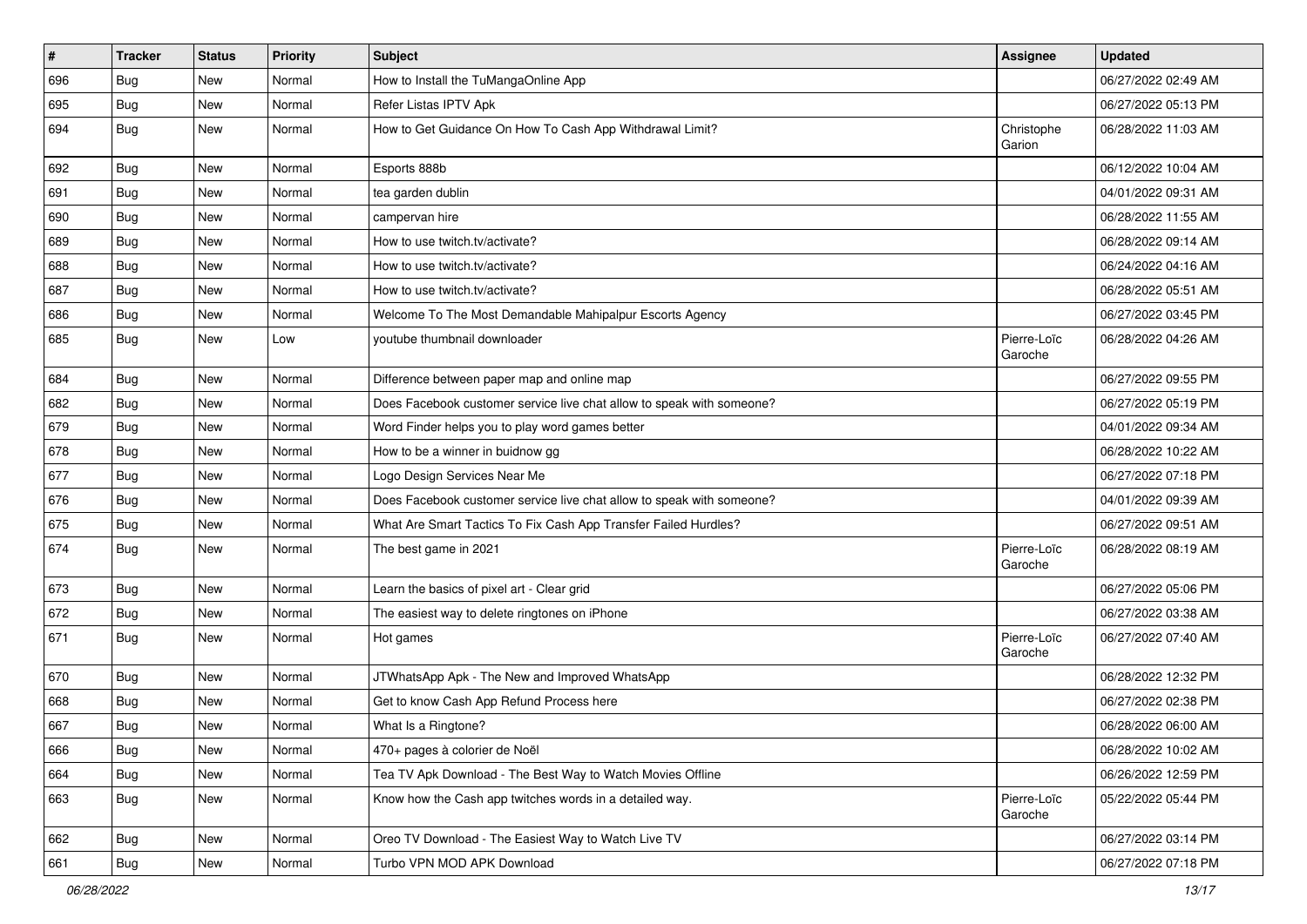| # | Tracker | Status | Priority | Subject | Assignee | Updated |
|---|---|---|---|---|---|---|
| 696 | Bug | New | Normal | How to Install the TuMangaOnline App | | 06/27/2022 02:49 AM |
| 695 | Bug | New | Normal | Refer Listas IPTV Apk | | 06/27/2022 05:13 PM |
| 694 | Bug | New | Normal | How to Get Guidance On How To Cash App Withdrawal Limit? | Christophe Garion | 06/28/2022 11:03 AM |
| 692 | Bug | New | Normal | Esports 888b | | 06/12/2022 10:04 AM |
| 691 | Bug | New | Normal | tea garden dublin | | 04/01/2022 09:31 AM |
| 690 | Bug | New | Normal | campervan hire | | 06/28/2022 11:55 AM |
| 689 | Bug | New | Normal | How to use twitch.tv/activate? | | 06/28/2022 09:14 AM |
| 688 | Bug | New | Normal | How to use twitch.tv/activate? | | 06/24/2022 04:16 AM |
| 687 | Bug | New | Normal | How to use twitch.tv/activate? | | 06/28/2022 05:51 AM |
| 686 | Bug | New | Normal | Welcome To The Most Demandable Mahipalpur Escorts Agency | | 06/27/2022 03:45 PM |
| 685 | Bug | New | Low | youtube thumbnail downloader | Pierre-Loïc Garoche | 06/28/2022 04:26 AM |
| 684 | Bug | New | Normal | Difference between paper map and online map | | 06/27/2022 09:55 PM |
| 682 | Bug | New | Normal | Does Facebook customer service live chat allow to speak with someone? | | 06/27/2022 05:19 PM |
| 679 | Bug | New | Normal | Word Finder helps you to play word games better | | 04/01/2022 09:34 AM |
| 678 | Bug | New | Normal | How to be a winner in buidnow gg | | 06/28/2022 10:22 AM |
| 677 | Bug | New | Normal | Logo Design Services Near Me | | 06/27/2022 07:18 PM |
| 676 | Bug | New | Normal | Does Facebook customer service live chat allow to speak with someone? | | 04/01/2022 09:39 AM |
| 675 | Bug | New | Normal | What Are Smart Tactics To Fix Cash App Transfer Failed Hurdles? | | 06/27/2022 09:51 AM |
| 674 | Bug | New | Normal | The best game in 2021 | Pierre-Loïc Garoche | 06/28/2022 08:19 AM |
| 673 | Bug | New | Normal | Learn the basics of pixel art - Clear grid | | 06/27/2022 05:06 PM |
| 672 | Bug | New | Normal | The easiest way to delete ringtones on iPhone | | 06/27/2022 03:38 AM |
| 671 | Bug | New | Normal | Hot games | Pierre-Loïc Garoche | 06/27/2022 07:40 AM |
| 670 | Bug | New | Normal | JTWhatsApp Apk - The New and Improved WhatsApp | | 06/28/2022 12:32 PM |
| 668 | Bug | New | Normal | Get to know Cash App Refund Process here | | 06/27/2022 02:38 PM |
| 667 | Bug | New | Normal | What Is a Ringtone? | | 06/28/2022 06:00 AM |
| 666 | Bug | New | Normal | 470+ pages à colorier de Noël | | 06/28/2022 10:02 AM |
| 664 | Bug | New | Normal | Tea TV Apk Download - The Best Way to Watch Movies Offline | | 06/26/2022 12:59 PM |
| 663 | Bug | New | Normal | Know how the Cash app twitches words in a detailed way. | Pierre-Loïc Garoche | 05/22/2022 05:44 PM |
| 662 | Bug | New | Normal | Oreo TV Download - The Easiest Way to Watch Live TV | | 06/27/2022 03:14 PM |
| 661 | Bug | New | Normal | Turbo VPN MOD APK Download | | 06/27/2022 07:18 PM |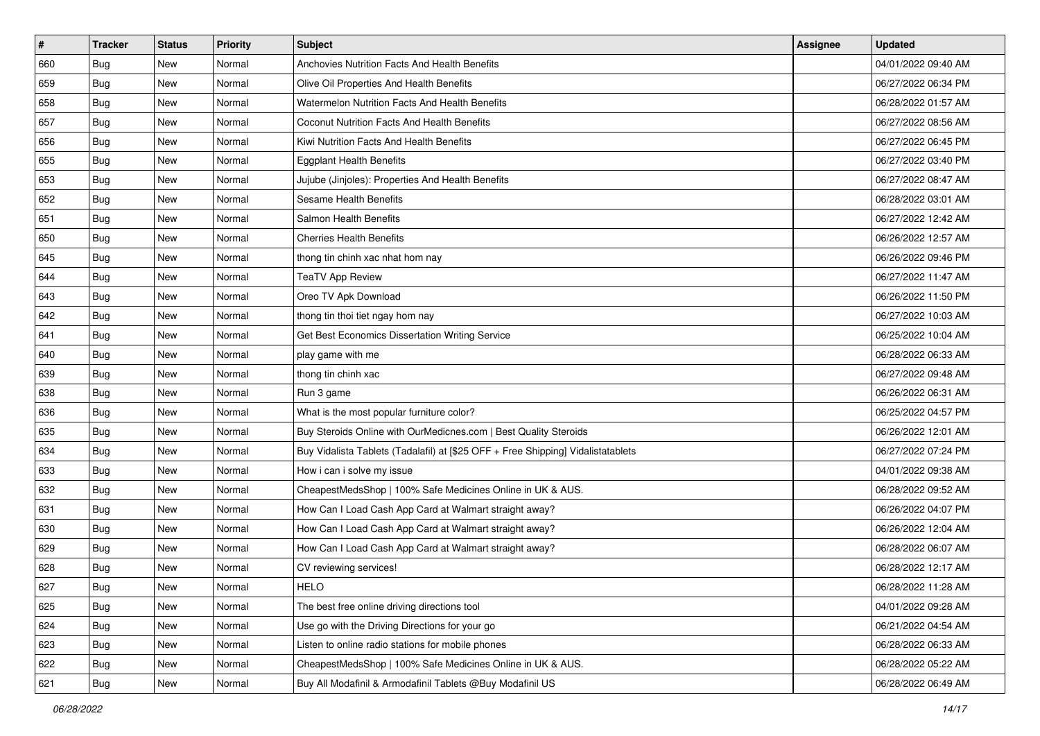| # | Tracker | Status | Priority | Subject | Assignee | Updated |
| --- | --- | --- | --- | --- | --- | --- |
| 660 | Bug | New | Normal | Anchovies Nutrition Facts And Health Benefits | | 04/01/2022 09:40 AM |
| 659 | Bug | New | Normal | Olive Oil Properties And Health Benefits | | 06/27/2022 06:34 PM |
| 658 | Bug | New | Normal | Watermelon Nutrition Facts And Health Benefits | | 06/28/2022 01:57 AM |
| 657 | Bug | New | Normal | Coconut Nutrition Facts And Health Benefits | | 06/27/2022 08:56 AM |
| 656 | Bug | New | Normal | Kiwi Nutrition Facts And Health Benefits | | 06/27/2022 06:45 PM |
| 655 | Bug | New | Normal | Eggplant Health Benefits | | 06/27/2022 03:40 PM |
| 653 | Bug | New | Normal | Jujube (Jinjoles): Properties And Health Benefits | | 06/27/2022 08:47 AM |
| 652 | Bug | New | Normal | Sesame Health Benefits | | 06/28/2022 03:01 AM |
| 651 | Bug | New | Normal | Salmon Health Benefits | | 06/27/2022 12:42 AM |
| 650 | Bug | New | Normal | Cherries Health Benefits | | 06/26/2022 12:57 AM |
| 645 | Bug | New | Normal | thong tin chinh xac nhat hom nay | | 06/26/2022 09:46 PM |
| 644 | Bug | New | Normal | TeaTV App Review | | 06/27/2022 11:47 AM |
| 643 | Bug | New | Normal | Oreo TV Apk Download | | 06/26/2022 11:50 PM |
| 642 | Bug | New | Normal | thong tin thoi tiet ngay hom nay | | 06/27/2022 10:03 AM |
| 641 | Bug | New | Normal | Get Best Economics Dissertation Writing Service | | 06/25/2022 10:04 AM |
| 640 | Bug | New | Normal | play game with me | | 06/28/2022 06:33 AM |
| 639 | Bug | New | Normal | thong tin chinh xac | | 06/27/2022 09:48 AM |
| 638 | Bug | New | Normal | Run 3 game | | 06/26/2022 06:31 AM |
| 636 | Bug | New | Normal | What is the most popular furniture color? | | 06/25/2022 04:57 PM |
| 635 | Bug | New | Normal | Buy Steroids Online with OurMedicnes.com \| Best Quality Steroids | | 06/26/2022 12:01 AM |
| 634 | Bug | New | Normal | Buy Vidalista Tablets (Tadalafil) at [$25 OFF + Free Shipping] Vidalistatablets | | 06/27/2022 07:24 PM |
| 633 | Bug | New | Normal | How i can i solve my issue | | 04/01/2022 09:38 AM |
| 632 | Bug | New | Normal | CheapestMedsShop \| 100% Safe Medicines Online in UK & AUS. | | 06/28/2022 09:52 AM |
| 631 | Bug | New | Normal | How Can I Load Cash App Card at Walmart straight away? | | 06/26/2022 04:07 PM |
| 630 | Bug | New | Normal | How Can I Load Cash App Card at Walmart straight away? | | 06/26/2022 12:04 AM |
| 629 | Bug | New | Normal | How Can I Load Cash App Card at Walmart straight away? | | 06/28/2022 06:07 AM |
| 628 | Bug | New | Normal | CV reviewing services! | | 06/28/2022 12:17 AM |
| 627 | Bug | New | Normal | HELO | | 06/28/2022 11:28 AM |
| 625 | Bug | New | Normal | The best free online driving directions tool | | 04/01/2022 09:28 AM |
| 624 | Bug | New | Normal | Use go with the Driving Directions for your go | | 06/21/2022 04:54 AM |
| 623 | Bug | New | Normal | Listen to online radio stations for mobile phones | | 06/28/2022 06:33 AM |
| 622 | Bug | New | Normal | CheapestMedsShop \| 100% Safe Medicines Online in UK & AUS. | | 06/28/2022 05:22 AM |
| 621 | Bug | New | Normal | Buy All Modafinil & Armodafinil Tablets @Buy Modafinil US | | 06/28/2022 06:49 AM |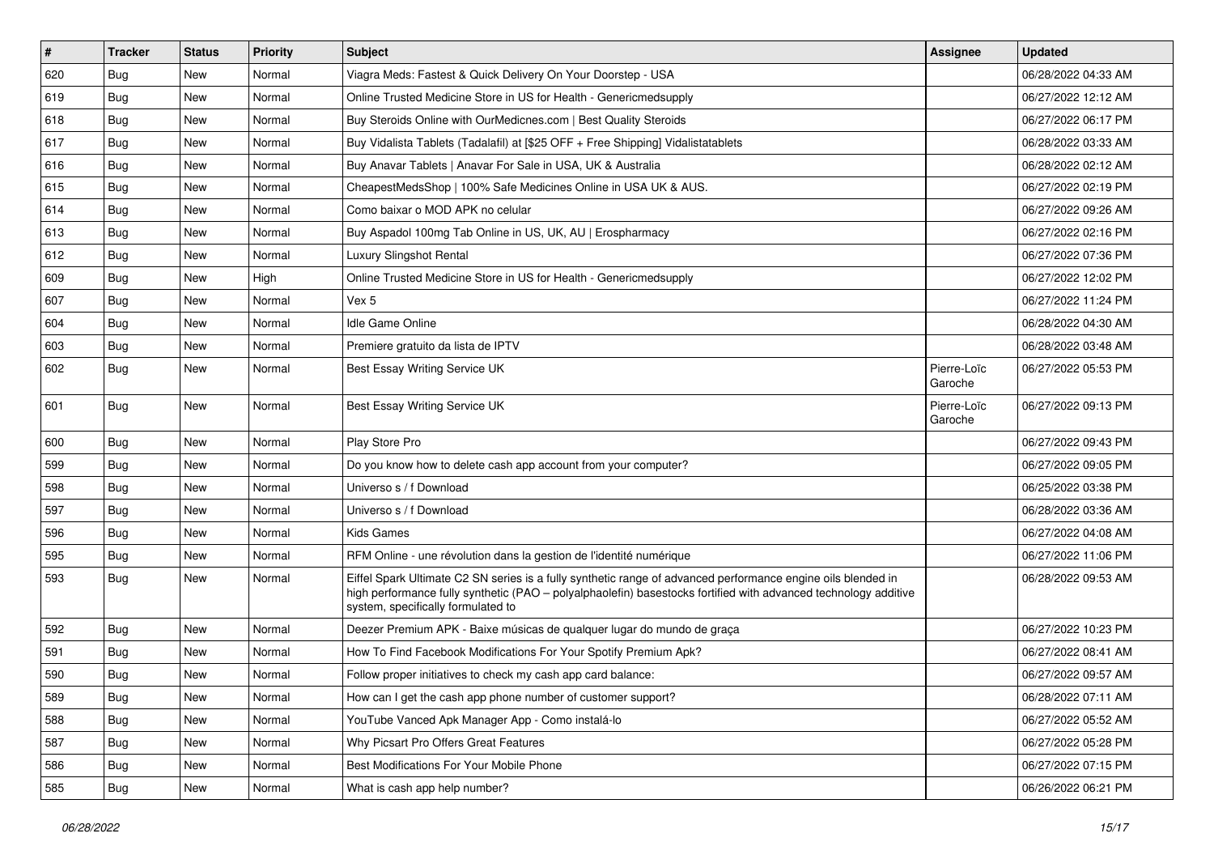| # | Tracker | Status | Priority | Subject | Assignee | Updated |
|---|---|---|---|---|---|---|
| 620 | Bug | New | Normal | Viagra Meds: Fastest & Quick Delivery On Your Doorstep - USA | | 06/28/2022 04:33 AM |
| 619 | Bug | New | Normal | Online Trusted Medicine Store in US for Health - Genericmedsupply | | 06/27/2022 12:12 AM |
| 618 | Bug | New | Normal | Buy Steroids Online with OurMedicnes.com \| Best Quality Steroids | | 06/27/2022 06:17 PM |
| 617 | Bug | New | Normal | Buy Vidalista Tablets (Tadalafil) at [$25 OFF + Free Shipping] Vidalistatablets | | 06/28/2022 03:33 AM |
| 616 | Bug | New | Normal | Buy Anavar Tablets \| Anavar For Sale in USA, UK & Australia | | 06/28/2022 02:12 AM |
| 615 | Bug | New | Normal | CheapestMedsShop \| 100% Safe Medicines Online in USA UK & AUS. | | 06/27/2022 02:19 PM |
| 614 | Bug | New | Normal | Como baixar o MOD APK no celular | | 06/27/2022 09:26 AM |
| 613 | Bug | New | Normal | Buy Aspadol 100mg Tab Online in US, UK, AU \| Erospharmacy | | 06/27/2022 02:16 PM |
| 612 | Bug | New | Normal | Luxury Slingshot Rental | | 06/27/2022 07:36 PM |
| 609 | Bug | New | High | Online Trusted Medicine Store in US for Health - Genericmedsupply | | 06/27/2022 12:02 PM |
| 607 | Bug | New | Normal | Vex 5 | | 06/27/2022 11:24 PM |
| 604 | Bug | New | Normal | Idle Game Online | | 06/28/2022 04:30 AM |
| 603 | Bug | New | Normal | Premiere gratuito da lista de IPTV | | 06/28/2022 03:48 AM |
| 602 | Bug | New | Normal | Best Essay Writing Service UK | Pierre-Loïc Garoche | 06/27/2022 05:53 PM |
| 601 | Bug | New | Normal | Best Essay Writing Service UK | Pierre-Loïc Garoche | 06/27/2022 09:13 PM |
| 600 | Bug | New | Normal | Play Store Pro | | 06/27/2022 09:43 PM |
| 599 | Bug | New | Normal | Do you know how to delete cash app account from your computer? | | 06/27/2022 09:05 PM |
| 598 | Bug | New | Normal | Universo s / f Download | | 06/25/2022 03:38 PM |
| 597 | Bug | New | Normal | Universo s / f Download | | 06/28/2022 03:36 AM |
| 596 | Bug | New | Normal | Kids Games | | 06/27/2022 04:08 AM |
| 595 | Bug | New | Normal | RFM Online - une révolution dans la gestion de l'identité numérique | | 06/27/2022 11:06 PM |
| 593 | Bug | New | Normal | Eiffel Spark Ultimate C2 SN series is a fully synthetic range of advanced performance engine oils blended in high performance fully synthetic (PAO – polyalphaolefin) basestocks fortified with advanced technology additive system, specifically formulated to | | 06/28/2022 09:53 AM |
| 592 | Bug | New | Normal | Deezer Premium APK - Baixe músicas de qualquer lugar do mundo de graça | | 06/27/2022 10:23 PM |
| 591 | Bug | New | Normal | How To Find Facebook Modifications For Your Spotify Premium Apk? | | 06/27/2022 08:41 AM |
| 590 | Bug | New | Normal | Follow proper initiatives to check my cash app card balance: | | 06/27/2022 09:57 AM |
| 589 | Bug | New | Normal | How can I get the cash app phone number of customer support? | | 06/28/2022 07:11 AM |
| 588 | Bug | New | Normal | YouTube Vanced Apk Manager App - Como instalá-lo | | 06/27/2022 05:52 AM |
| 587 | Bug | New | Normal | Why Picsart Pro Offers Great Features | | 06/27/2022 05:28 PM |
| 586 | Bug | New | Normal | Best Modifications For Your Mobile Phone | | 06/27/2022 07:15 PM |
| 585 | Bug | New | Normal | What is cash app help number? | | 06/26/2022 06:21 PM |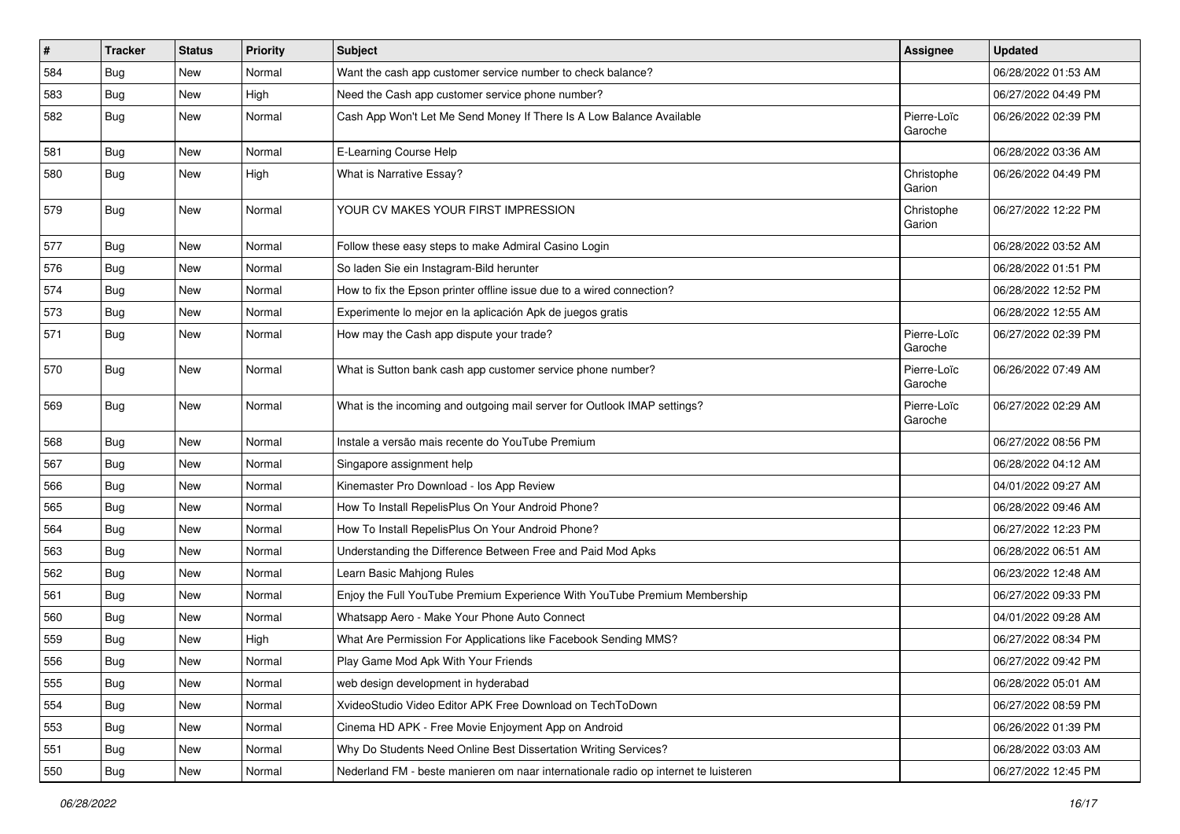| # | Tracker | Status | Priority | Subject | Assignee | Updated |
|---|---|---|---|---|---|---|
| 584 | Bug | New | Normal | Want the cash app customer service number to check balance? | | 06/28/2022 01:53 AM |
| 583 | Bug | New | High | Need the Cash app customer service phone number? | | 06/27/2022 04:49 PM |
| 582 | Bug | New | Normal | Cash App Won't Let Me Send Money If There Is A Low Balance Available | Pierre-Loïc Garoche | 06/26/2022 02:39 PM |
| 581 | Bug | New | Normal | E-Learning Course Help | | 06/28/2022 03:36 AM |
| 580 | Bug | New | High | What is Narrative Essay? | Christophe Garion | 06/26/2022 04:49 PM |
| 579 | Bug | New | Normal | YOUR CV MAKES YOUR FIRST IMPRESSION | Christophe Garion | 06/27/2022 12:22 PM |
| 577 | Bug | New | Normal | Follow these easy steps to make Admiral Casino Login | | 06/28/2022 03:52 AM |
| 576 | Bug | New | Normal | So laden Sie ein Instagram-Bild herunter | | 06/28/2022 01:51 PM |
| 574 | Bug | New | Normal | How to fix the Epson printer offline issue due to a wired connection? | | 06/28/2022 12:52 PM |
| 573 | Bug | New | Normal | Experimente lo mejor en la aplicación Apk de juegos gratis | | 06/28/2022 12:55 AM |
| 571 | Bug | New | Normal | How may the Cash app dispute your trade? | Pierre-Loïc Garoche | 06/27/2022 02:39 PM |
| 570 | Bug | New | Normal | What is Sutton bank cash app customer service phone number? | Pierre-Loïc Garoche | 06/26/2022 07:49 AM |
| 569 | Bug | New | Normal | What is the incoming and outgoing mail server for Outlook IMAP settings? | Pierre-Loïc Garoche | 06/27/2022 02:29 AM |
| 568 | Bug | New | Normal | Instale a versão mais recente do YouTube Premium | | 06/27/2022 08:56 PM |
| 567 | Bug | New | Normal | Singapore assignment help | | 06/28/2022 04:12 AM |
| 566 | Bug | New | Normal | Kinemaster Pro Download - Ios App Review | | 04/01/2022 09:27 AM |
| 565 | Bug | New | Normal | How To Install RepelisPlus On Your Android Phone? | | 06/28/2022 09:46 AM |
| 564 | Bug | New | Normal | How To Install RepelisPlus On Your Android Phone? | | 06/27/2022 12:23 PM |
| 563 | Bug | New | Normal | Understanding the Difference Between Free and Paid Mod Apks | | 06/28/2022 06:51 AM |
| 562 | Bug | New | Normal | Learn Basic Mahjong Rules | | 06/23/2022 12:48 AM |
| 561 | Bug | New | Normal | Enjoy the Full YouTube Premium Experience With YouTube Premium Membership | | 06/27/2022 09:33 PM |
| 560 | Bug | New | Normal | Whatsapp Aero - Make Your Phone Auto Connect | | 04/01/2022 09:28 AM |
| 559 | Bug | New | High | What Are Permission For Applications like Facebook Sending MMS? | | 06/27/2022 08:34 PM |
| 556 | Bug | New | Normal | Play Game Mod Apk With Your Friends | | 06/27/2022 09:42 PM |
| 555 | Bug | New | Normal | web design development in hyderabad | | 06/28/2022 05:01 AM |
| 554 | Bug | New | Normal | XvideoStudio Video Editor APK Free Download on TechToDown | | 06/27/2022 08:59 PM |
| 553 | Bug | New | Normal | Cinema HD APK - Free Movie Enjoyment App on Android | | 06/26/2022 01:39 PM |
| 551 | Bug | New | Normal | Why Do Students Need Online Best Dissertation Writing Services? | | 06/28/2022 03:03 AM |
| 550 | Bug | New | Normal | Nederland FM - beste manieren om naar internationale radio op internet te luisteren | | 06/27/2022 12:45 PM |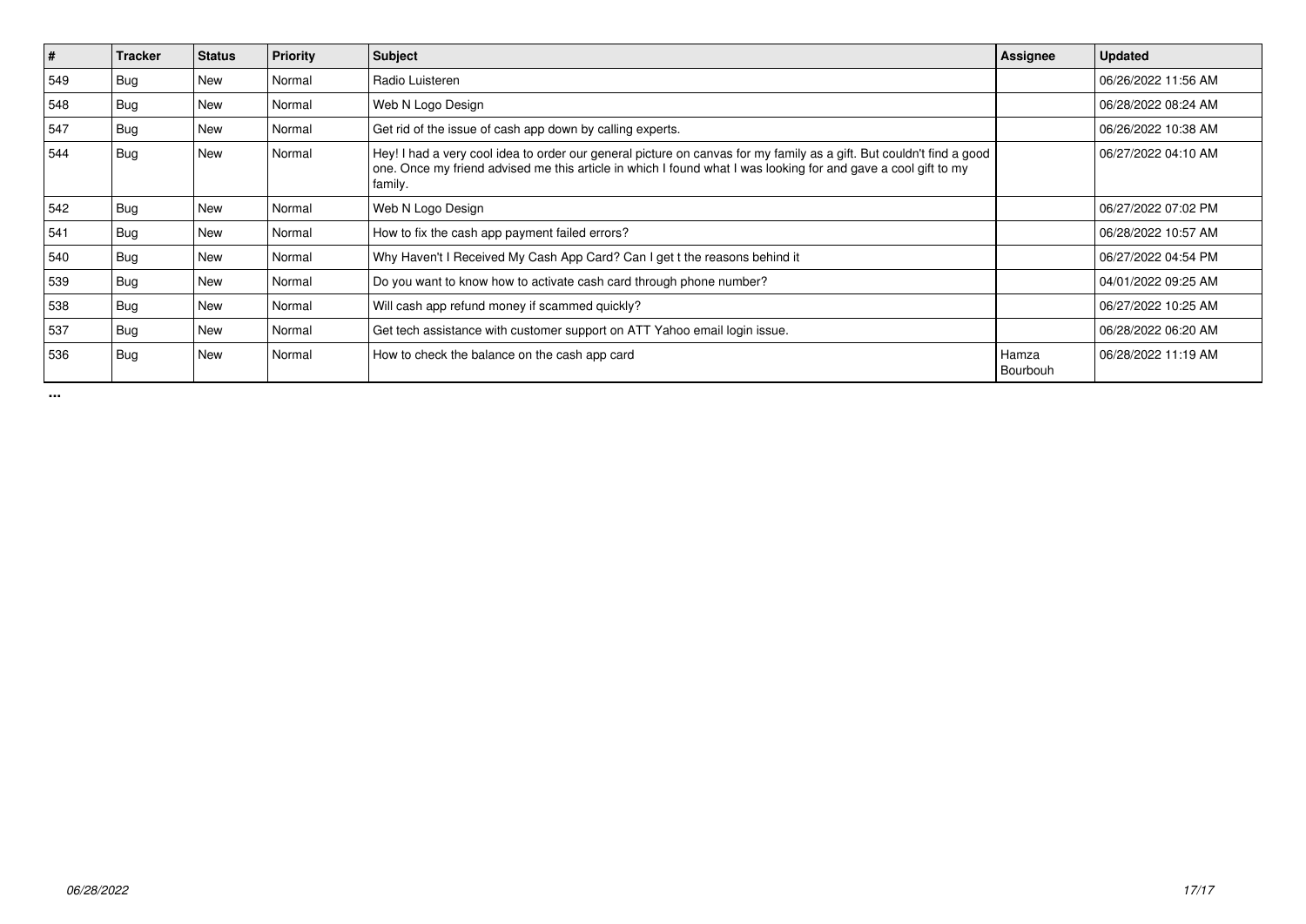| # | Tracker | Status | Priority | Subject | Assignee | Updated |
|---|---|---|---|---|---|---|
| 549 | Bug | New | Normal | Radio Luisteren | | 06/26/2022 11:56 AM |
| 548 | Bug | New | Normal | Web N Logo Design | | 06/28/2022 08:24 AM |
| 547 | Bug | New | Normal | Get rid of the issue of cash app down by calling experts. | | 06/26/2022 10:38 AM |
| 544 | Bug | New | Normal | Hey! I had a very cool idea to order our general picture on canvas for my family as a gift. But couldn't find a good one. Once my friend advised me this article in which I found what I was looking for and gave a cool gift to my family. | | 06/27/2022 04:10 AM |
| 542 | Bug | New | Normal | Web N Logo Design | | 06/27/2022 07:02 PM |
| 541 | Bug | New | Normal | How to fix the cash app payment failed errors? | | 06/28/2022 10:57 AM |
| 540 | Bug | New | Normal | Why Haven't I Received My Cash App Card? Can I get t the reasons behind it | | 06/27/2022 04:54 PM |
| 539 | Bug | New | Normal | Do you want to know how to activate cash card through phone number? | | 04/01/2022 09:25 AM |
| 538 | Bug | New | Normal | Will cash app refund money if scammed quickly? | | 06/27/2022 10:25 AM |
| 537 | Bug | New | Normal | Get tech assistance with customer support on ATT Yahoo email login issue. | | 06/28/2022 06:20 AM |
| 536 | Bug | New | Normal | How to check the balance on the cash app card | Hamza Bourbouh | 06/28/2022 11:19 AM |

...